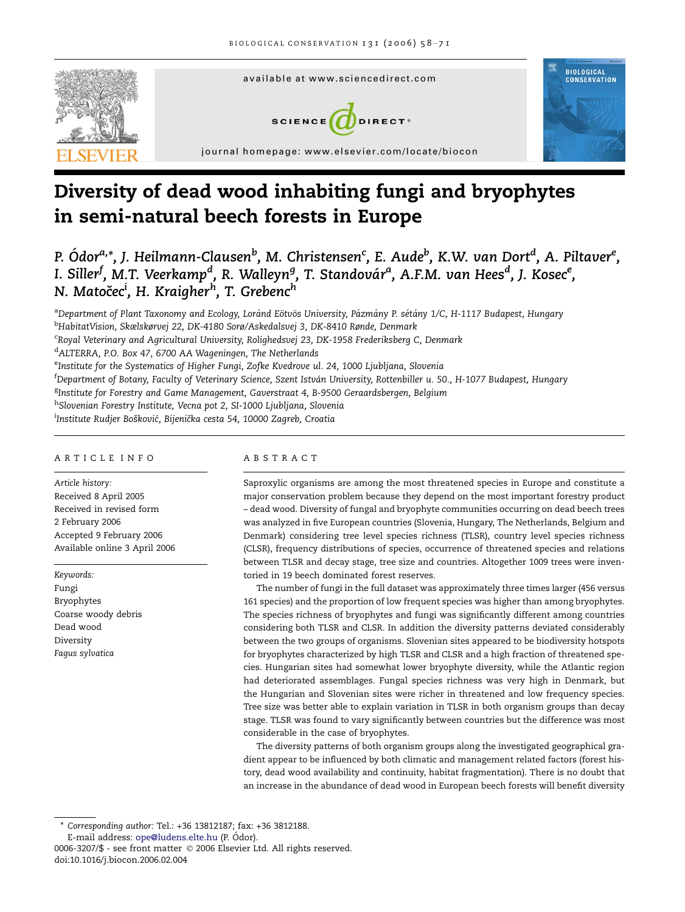# Diversity of dead wood inhabiting fungi and bryophytes in semi-natural beech forests in Europe

**P. Ódor[a,*], J. Heilmann-Clausen[b], M. Christensen[c], E. Aude[b], K.W. van Dort[d], A. Piltaver[e], I. Siller[f], M.T. Veerkamp[d], R. Walleyn[g], T. Standovár[a], A.F.M. van Hees[d], J. Kosec[e], N. Matočec[i], H. Kraigher[h], T. Grebenc[h]**

[a]*Department of Plant Taxonomy and Ecology, Loránd Eötvös University, Pázmány P. sétány 1/C, H-1117 Budapest, Hungary*
[b]*HabitatVision, Skælskørvej 22, DK-4180 Sorø/Askedalsvej 3, DK-8410 Rønde, Denmark*
[c]*Royal Veterinary and Agricultural University, Rolighedsvej 23, DK-1958 Frederiksberg C, Denmark*
[d]*ALTERRA, P.O. Box 47, 6700 AA Wageningen, The Netherlands*
[e]*Institute for the Systematics of Higher Fungi, Zofke Kvedrove ul. 24, 1000 Ljubljana, Slovenia*
[f]*Department of Botany, Faculty of Veterinary Science, Szent István University, Rottenbiller u. 50., H-1077 Budapest, Hungary*
[g]*Institute for Forestry and Game Management, Gaverstraat 4, B-9500 Geraardsbergen, Belgium*
[h]*Slovenian Forestry Institute, Vecna pot 2, SI-1000 Ljubljana, Slovenia*
[i]*Institute Rudjer Bošković, Bijenička cesta 54, 10000 Zagreb, Croatia*

## ARTICLE INFO

*Article history:*
Received 8 April 2005
Received in revised form
2 February 2006
Accepted 9 February 2006
Available online 3 April 2006

*Keywords:*
Fungi
Bryophytes
Coarse woody debris
Dead wood
Diversity
*Fagus sylvatica*

## ABSTRACT

Saproxylic organisms are among the most threatened species in Europe and constitute a major conservation problem because they depend on the most important forestry product – dead wood. Diversity of fungal and bryophyte communities occurring on dead beech trees was analyzed in five European countries (Slovenia, Hungary, The Netherlands, Belgium and Denmark) considering tree level species richness (TLSR), country level species richness (CLSR), frequency distributions of species, occurrence of threatened species and relations between TLSR and decay stage, tree size and countries. Altogether 1009 trees were inventoried in 19 beech dominated forest reserves.

The number of fungi in the full dataset was approximately three times larger (456 versus 161 species) and the proportion of low frequent species was higher than among bryophytes. The species richness of bryophytes and fungi was significantly different among countries considering both TLSR and CLSR. In addition the diversity patterns deviated considerably between the two groups of organisms. Slovenian sites appeared to be biodiversity hotspots for bryophytes characterized by high TLSR and CLSR and a high fraction of threatened species. Hungarian sites had somewhat lower bryophyte diversity, while the Atlantic region had deteriorated assemblages. Fungal species richness was very high in Denmark, but the Hungarian and Slovenian sites were richer in threatened and low frequency species. Tree size was better able to explain variation in TLSR in both organism groups than decay stage. TLSR was found to vary significantly between countries but the difference was most considerable in the case of bryophytes.

The diversity patterns of both organism groups along the investigated geographical gradient appear to be influenced by both climatic and management related factors (forest history, dead wood availability and continuity, habitat fragmentation). There is no doubt that an increase in the abundance of dead wood in European beech forests will benefit diversity

\* *Corresponding author:* Tel.: +36 13812187; fax: +36 3812188.
E-mail address: ope@ludens.elte.hu (P. Ódor).
0006-3207/$ - see front matter © 2006 Elsevier Ltd. All rights reserved.
doi:10.1016/j.biocon.2006.02.004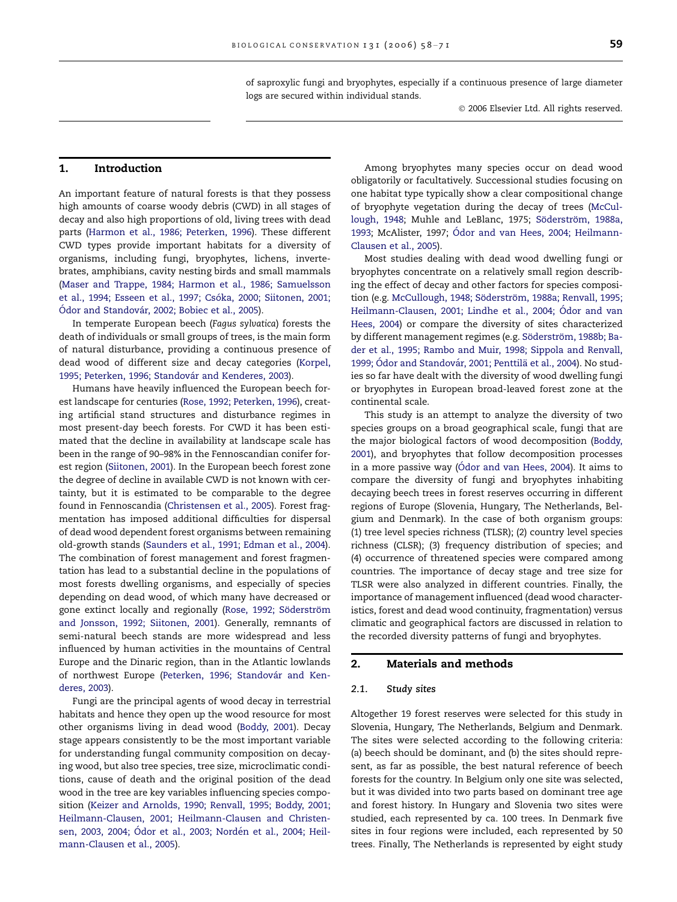of saproxylic fungi and bryophytes, especially if a continuous presence of large diameter logs are secured within individual stands.

© 2006 Elsevier Ltd. All rights reserved.

## 1. Introduction

An important feature of natural forests is that they possess high amounts of coarse woody debris (CWD) in all stages of decay and also high proportions of old, living trees with dead parts (Harmon et al., 1986; Peterken, 1996). These different CWD types provide important habitats for a diversity of organisms, including fungi, bryophytes, lichens, invertebrates, amphibians, cavity nesting birds and small mammals (Maser and Trappe, 1984; Harmon et al., 1986; Samuelsson et al., 1994; Esseen et al., 1997; Csóka, 2000; Siitonen, 2001; Ódor and Standovár, 2002; Bobiec et al., 2005).

In temperate European beech (*Fagus sylvatica*) forests the death of individuals or small groups of trees, is the main form of natural disturbance, providing a continuous presence of dead wood of different size and decay categories (Korpel, 1995; Peterken, 1996; Standovár and Kenderes, 2003).

Humans have heavily influenced the European beech forest landscape for centuries (Rose, 1992; Peterken, 1996), creating artificial stand structures and disturbance regimes in most present-day beech forests. For CWD it has been estimated that the decline in availability at landscape scale has been in the range of 90–98% in the Fennoscandian conifer forest region (Siitonen, 2001). In the European beech forest zone the degree of decline in available CWD is not known with certainty, but it is estimated to be comparable to the degree found in Fennoscandia (Christensen et al., 2005). Forest fragmentation has imposed additional difficulties for dispersal of dead wood dependent forest organisms between remaining old-growth stands (Saunders et al., 1991; Edman et al., 2004). The combination of forest management and forest fragmentation has lead to a substantial decline in the populations of most forests dwelling organisms, and especially of species depending on dead wood, of which many have decreased or gone extinct locally and regionally (Rose, 1992; Söderström and Jonsson, 1992; Siitonen, 2001). Generally, remnants of semi-natural beech stands are more widespread and less influenced by human activities in the mountains of Central Europe and the Dinaric region, than in the Atlantic lowlands of northwest Europe (Peterken, 1996; Standovár and Kenderes, 2003).

Fungi are the principal agents of wood decay in terrestrial habitats and hence they open up the wood resource for most other organisms living in dead wood (Boddy, 2001). Decay stage appears consistently to be the most important variable for understanding fungal community composition on decaying wood, but also tree species, tree size, microclimatic conditions, cause of death and the original position of the dead wood in the tree are key variables influencing species composition (Keizer and Arnolds, 1990; Renvall, 1995; Boddy, 2001; Heilmann-Clausen, 2001; Heilmann-Clausen and Christensen, 2003, 2004; Ódor et al., 2003; Nordén et al., 2004; Heilmann-Clausen et al., 2005).

Among bryophytes many species occur on dead wood obligatorily or facultatively. Successional studies focusing on one habitat type typically show a clear compositional change of bryophyte vegetation during the decay of trees (McCullough, 1948; Muhle and LeBlanc, 1975; Söderström, 1988a, 1993; McAlister, 1997; Ódor and van Hees, 2004; Heilmann-Clausen et al., 2005).

Most studies dealing with dead wood dwelling fungi or bryophytes concentrate on a relatively small region describing the effect of decay and other factors for species composition (e.g. McCullough, 1948; Söderström, 1988a; Renvall, 1995; Heilmann-Clausen, 2001; Lindhe et al., 2004; Ódor and van Hees, 2004) or compare the diversity of sites characterized by different management regimes (e.g. Söderström, 1988b; Bader et al., 1995; Rambo and Muir, 1998; Sippola and Renvall, 1999; Ódor and Standovár, 2001; Penttilä et al., 2004). No studies so far have dealt with the diversity of wood dwelling fungi or bryophytes in European broad-leaved forest zone at the continental scale.

This study is an attempt to analyze the diversity of two species groups on a broad geographical scale, fungi that are the major biological factors of wood decomposition (Boddy, 2001), and bryophytes that follow decomposition processes in a more passive way (Ódor and van Hees, 2004). It aims to compare the diversity of fungi and bryophytes inhabiting decaying beech trees in forest reserves occurring in different regions of Europe (Slovenia, Hungary, The Netherlands, Belgium and Denmark). In the case of both organism groups: (1) tree level species richness (TLSR); (2) country level species richness (CLSR); (3) frequency distribution of species; and (4) occurrence of threatened species were compared among countries. The importance of decay stage and tree size for TLSR were also analyzed in different countries. Finally, the importance of management influenced (dead wood characteristics, forest and dead wood continuity, fragmentation) versus climatic and geographical factors are discussed in relation to the recorded diversity patterns of fungi and bryophytes.

## 2. Materials and methods

### 2.1. Study sites

Altogether 19 forest reserves were selected for this study in Slovenia, Hungary, The Netherlands, Belgium and Denmark. The sites were selected according to the following criteria: (a) beech should be dominant, and (b) the sites should represent, as far as possible, the best natural reference of beech forests for the country. In Belgium only one site was selected, but it was divided into two parts based on dominant tree age and forest history. In Hungary and Slovenia two sites were studied, each represented by ca. 100 trees. In Denmark five sites in four regions were included, each represented by 50 trees. Finally, The Netherlands is represented by eight study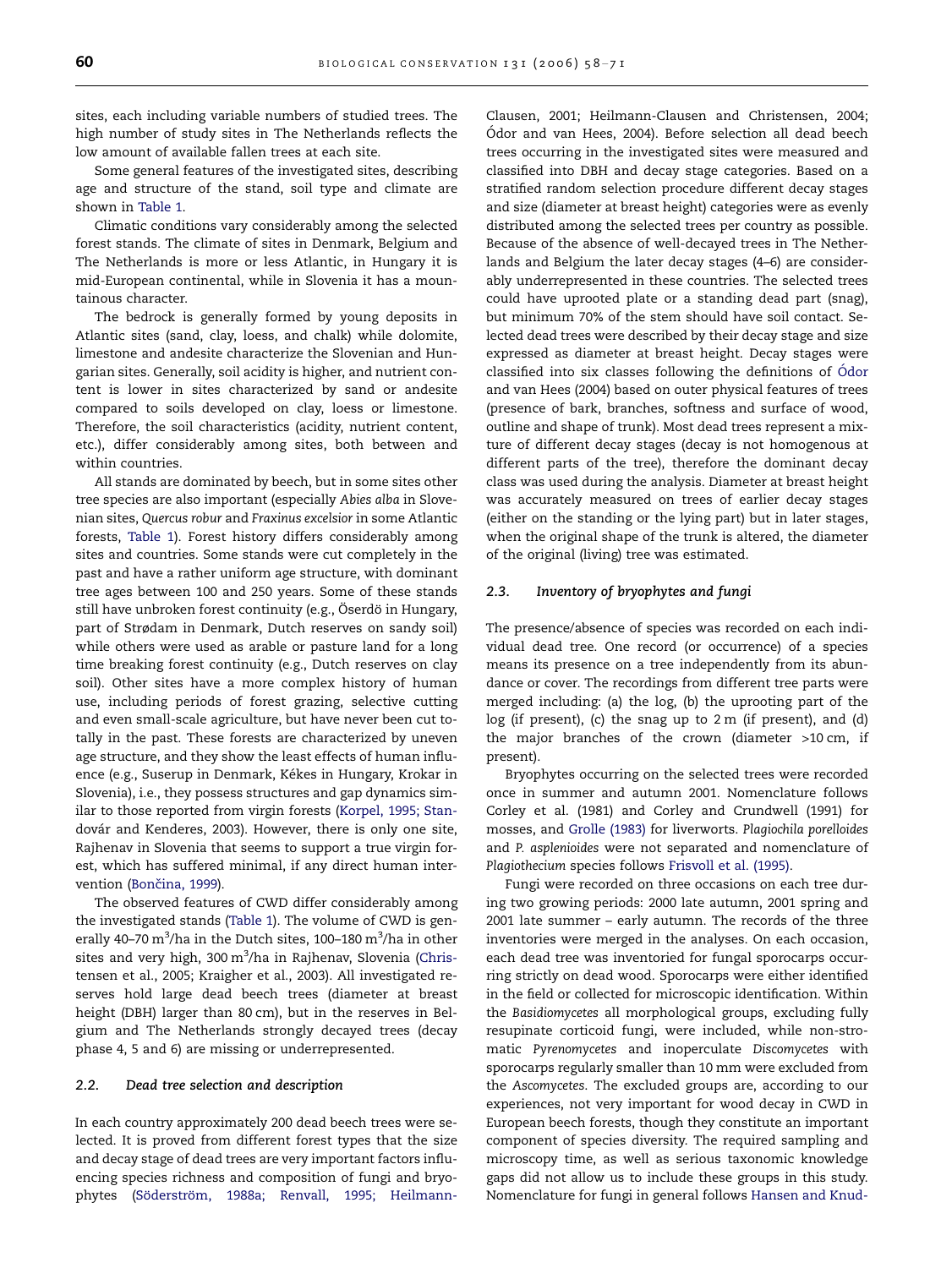sites, each including variable numbers of studied trees. The high number of study sites in The Netherlands reflects the low amount of available fallen trees at each site.

Some general features of the investigated sites, describing age and structure of the stand, soil type and climate are shown in Table 1.

Climatic conditions vary considerably among the selected forest stands. The climate of sites in Denmark, Belgium and The Netherlands is more or less Atlantic, in Hungary it is mid-European continental, while in Slovenia it has a mountainous character.

The bedrock is generally formed by young deposits in Atlantic sites (sand, clay, loess, and chalk) while dolomite, limestone and andesite characterize the Slovenian and Hungarian sites. Generally, soil acidity is higher, and nutrient content is lower in sites characterized by sand or andesite compared to soils developed on clay, loess or limestone. Therefore, the soil characteristics (acidity, nutrient content, etc.), differ considerably among sites, both between and within countries.

All stands are dominated by beech, but in some sites other tree species are also important (especially *Abies alba* in Slovenian sites, *Quercus robur* and *Fraxinus excelsior* in some Atlantic forests, Table 1). Forest history differs considerably among sites and countries. Some stands were cut completely in the past and have a rather uniform age structure, with dominant tree ages between 100 and 250 years. Some of these stands still have unbroken forest continuity (e.g., Őserdő in Hungary, part of Strødam in Denmark, Dutch reserves on sandy soil) while others were used as arable or pasture land for a long time breaking forest continuity (e.g., Dutch reserves on clay soil). Other sites have a more complex history of human use, including periods of forest grazing, selective cutting and even small-scale agriculture, but have never been cut totally in the past. These forests are characterized by uneven age structure, and they show the least effects of human influence (e.g., Suserup in Denmark, Kékes in Hungary, Krokar in Slovenia), i.e., they possess structures and gap dynamics similar to those reported from virgin forests (Korpel, 1995; Standovár and Kenderes, 2003). However, there is only one site, Rajhenav in Slovenia that seems to support a true virgin forest, which has suffered minimal, if any direct human intervention (Bončina, 1999).

The observed features of CWD differ considerably among the investigated stands (Table 1). The volume of CWD is generally 40–70 $m^3$/ha in the Dutch sites, 100–180 $m^3$/ha in other sites and very high, 300 $m^3$/ha in Rajhenav, Slovenia (Christensen et al., 2005; Kraigher et al., 2003). All investigated reserves hold large dead beech trees (diameter at breast height (DBH) larger than 80 cm), but in the reserves in Belgium and The Netherlands strongly decayed trees (decay phase 4, 5 and 6) are missing or underrepresented.

### 2.2. Dead tree selection and description

In each country approximately 200 dead beech trees were selected. It is proved from different forest types that the size and decay stage of dead trees are very important factors influencing species richness and composition of fungi and bryophytes (Söderström, 1988a; Renvall, 1995; Heilmann-Clausen, 2001; Heilmann-Clausen and Christensen, 2004; Ódor and van Hees, 2004). Before selection all dead beech trees occurring in the investigated sites were measured and classified into DBH and decay stage categories. Based on a stratified random selection procedure different decay stages and size (diameter at breast height) categories were as evenly distributed among the selected trees per country as possible. Because of the absence of well-decayed trees in The Netherlands and Belgium the later decay stages (4–6) are considerably underrepresented in these countries. The selected trees could have uprooted plate or a standing dead part (snag), but minimum 70% of the stem should have soil contact. Selected dead trees were described by their decay stage and size expressed as diameter at breast height. Decay stages were classified into six classes following the definitions of Ódor and van Hees (2004) based on outer physical features of trees (presence of bark, branches, softness and surface of wood, outline and shape of trunk). Most dead trees represent a mixture of different decay stages (decay is not homogenous at different parts of the tree), therefore the dominant decay class was used during the analysis. Diameter at breast height was accurately measured on trees of earlier decay stages (either on the standing or the lying part) but in later stages, when the original shape of the trunk is altered, the diameter of the original (living) tree was estimated.

### 2.3. Inventory of bryophytes and fungi

The presence/absence of species was recorded on each individual dead tree. One record (or occurrence) of a species means its presence on a tree independently from its abundance or cover. The recordings from different tree parts were merged including: (a) the log, (b) the uprooting part of the log (if present), (c) the snag up to 2 m (if present), and (d) the major branches of the crown (diameter >10 cm, if present).

Bryophytes occurring on the selected trees were recorded once in summer and autumn 2001. Nomenclature follows Corley et al. (1981) and Corley and Crundwell (1991) for mosses, and Grolle (1983) for liverworts. *Plagiochila porelloides* and *P. asplenioides* were not separated and nomenclature of *Plagiothecium* species follows Frisvoll et al. (1995).

Fungi were recorded on three occasions on each tree during two growing periods: 2000 late autumn, 2001 spring and 2001 late summer – early autumn. The records of the three inventories were merged in the analyses. On each occasion, each dead tree was inventoried for fungal sporocarps occurring strictly on dead wood. Sporocarps were either identified in the field or collected for microscopic identification. Within the *Basidiomycetes* all morphological groups, excluding fully resupinate corticoid fungi, were included, while non-stromatic *Pyrenomycetes* and inoperculate *Discomycetes* with sporocarps regularly smaller than 10 mm were excluded from the *Ascomycetes*. The excluded groups are, according to our experiences, not very important for wood decay in CWD in European beech forests, though they constitute an important component of species diversity. The required sampling and microscopy time, as well as serious taxonomic knowledge gaps did not allow us to include these groups in this study. Nomenclature for fungi in general follows Hansen and Knud-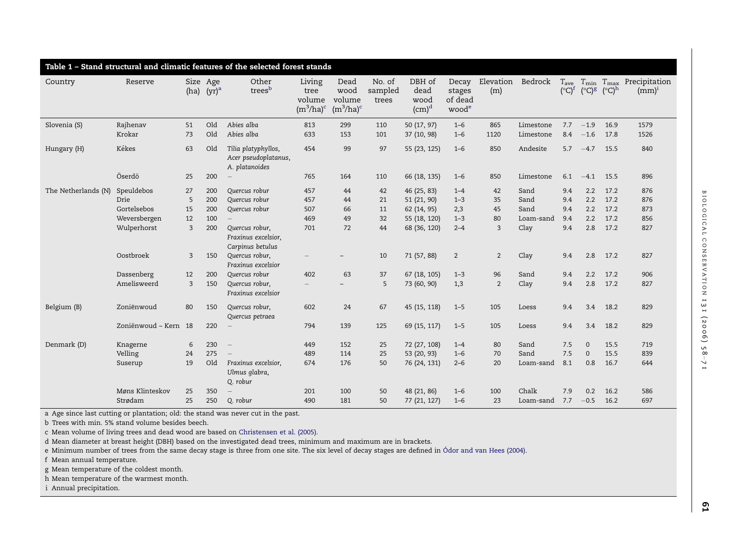**Table 1 – Stand structural and climatic features of the selected forest stands**

| Country | Reserve | Size (ha) | Age (yr)[a] | Other trees[b] | Living tree volume ($m^3$/ha)[c] | Dead wood volume ($m^3$/ha)[c] | No. of sampled trees | DBH of dead wood (cm)[d] | Decay stages of dead wood[e] | Elevation (m) | Bedrock | $T_{ave}$ (°C)[f] | $T_{min}$ (°C)[g] | $T_{max}$ (°C)[h] | Precipitation (mm)[i] |
|---|---|---|---|---|---|---|---|---|---|---|---|---|---|---|---|
| Slovenia (S) | Rajhenav | 51 | Old | *Abies alba* | 813 | 299 | 110 | 50 (17, 97) | 1–6 | 865 | Limestone | 7.7 | −1.9 | 16.9 | 1579 |
| | Krokar | 73 | Old | *Abies alba* | 633 | 153 | 101 | 37 (10, 98) | 1–6 | 1120 | Limestone | 8.4 | −1.6 | 17.8 | 1526 |
| Hungary (H) | Kékes | 63 | Old | *Tilia platyphyllos*, *Acer pseudoplatanus*, *A. platanoides* | 454 | 99 | 97 | 55 (23, 125) | 1–6 | 850 | Andesite | 5.7 | −4.7 | 15.5 | 840 |
| | Őserdő | 25 | 200 | – | 765 | 164 | 110 | 66 (18, 135) | 1–6 | 850 | Limestone | 6.1 | −4.1 | 15.5 | 896 |
| The Netherlands (N) | Speuldebos | 27 | 200 | *Quercus robur* | 457 | 44 | 42 | 46 (25, 83) | 1–4 | 42 | Sand | 9.4 | 2.2 | 17.2 | 876 |
| | Drie | 5 | 200 | *Quercus robur* | 457 | 44 | 21 | 51 (21, 90) | 1–3 | 35 | Sand | 9.4 | 2.2 | 17.2 | 876 |
| | Gortelsebos | 15 | 200 | *Quercus robur* | 507 | 66 | 11 | 62 (14, 95) | 2,3 | 45 | Sand | 9.4 | 2.2 | 17.2 | 873 |
| | Weversbergen | 12 | 100 | – | 469 | 49 | 32 | 55 (18, 120) | 1–3 | 80 | Loam-sand | 9.4 | 2.2 | 17.2 | 856 |
| | Wulperhorst | 3 | 200 | *Quercus robur*, *Fraxinus excelsior*, *Carpinus betulus* | 701 | 72 | 44 | 68 (36, 120) | 2–4 | 3 | Clay | 9.4 | 2.8 | 17.2 | 827 |
| | Oostbroek | 3 | 150 | *Quercus robur*, *Fraxinus excelsior* | – | – | 10 | 71 (57, 88) | 2 | 2 | Clay | 9.4 | 2.8 | 17.2 | 827 |
| | Dassenberg | 12 | 200 | *Quercus robur* | 402 | 63 | 37 | 67 (18, 105) | 1–3 | 96 | Sand | 9.4 | 2.2 | 17.2 | 906 |
| | Amelisweerd | 3 | 150 | *Quercus robur*, *Fraxinus excelsior* | – | – | 5 | 73 (60, 90) | 1,3 | 2 | Clay | 9.4 | 2.8 | 17.2 | 827 |
| Belgium (B) | Zoniënwoud | 80 | 150 | *Quercus robur*, *Quercus petraea* | 602 | 24 | 67 | 45 (15, 118) | 1–5 | 105 | Loess | 9.4 | 3.4 | 18.2 | 829 |
| | Zoniënwoud – Kern | 18 | 220 | – | 794 | 139 | 125 | 69 (15, 117) | 1–5 | 105 | Loess | 9.4 | 3.4 | 18.2 | 829 |
| Denmark (D) | Knagerne | 6 | 230 | – | 449 | 152 | 25 | 72 (27, 108) | 1–4 | 80 | Sand | 7.5 | 0 | 15.5 | 719 |
| | Velling | 24 | 275 | – | 489 | 114 | 25 | 53 (20, 93) | 1–6 | 70 | Sand | 7.5 | 0 | 15.5 | 839 |
| | Suserup | 19 | Old | *Fraxinus excelsior*, *Ulmus glabra*, *Q. robur* | 674 | 176 | 50 | 76 (24, 131) | 2–6 | 20 | Loam-sand | 8.1 | 0.8 | 16.7 | 644 |
| | Møns Klinteskov | 25 | 350 | – | 201 | 100 | 50 | 48 (21, 86) | 1–6 | 100 | Chalk | 7.9 | 0.2 | 16.2 | 586 |
| | Strødam | 25 | 250 | *Q. robur* | 490 | 181 | 50 | 77 (21, 127) | 1–6 | 23 | Loam-sand | 7.7 | −0.5 | 16.2 | 697 |

a Age since last cutting or plantation; old: the stand was never cut in the past.

b Trees with min. 5% stand volume besides beech.

c Mean volume of living trees and dead wood are based on Christensen et al. (2005).

d Mean diameter at breast height (DBH) based on the investigated dead trees, minimum and maximum are in brackets.

e Minimum number of trees from the same decay stage is three from one site. The six level of decay stages are defined in Ódor and van Hees (2004).

f Mean annual temperature.

g Mean temperature of the coldest month.

h Mean temperature of the warmest month.

i Annual precipitation.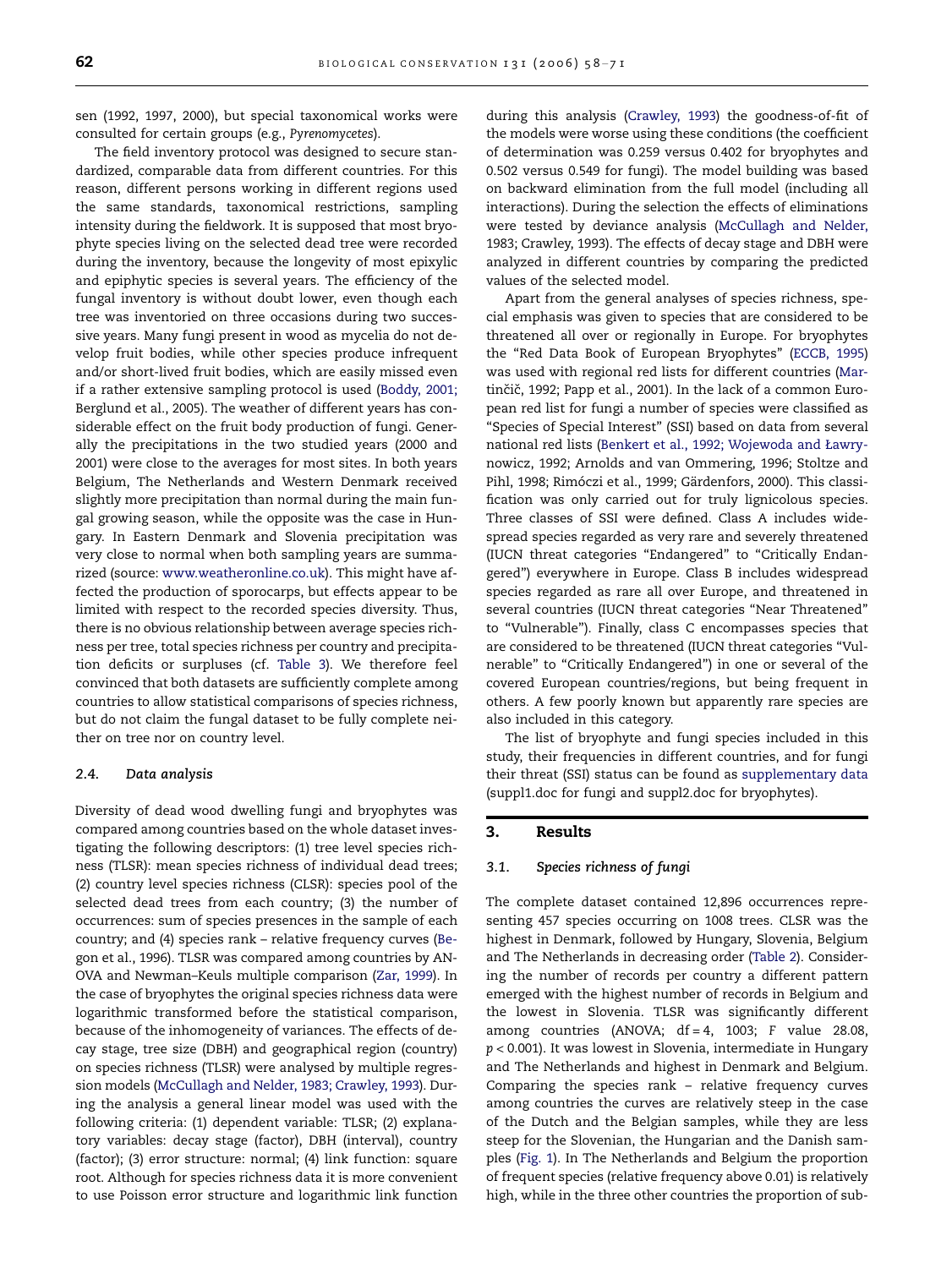sen (1992, 1997, 2000), but special taxonomical works were consulted for certain groups (e.g., *Pyrenomycetes*).

The field inventory protocol was designed to secure standardized, comparable data from different countries. For this reason, different persons working in different regions used the same standards, taxonomical restrictions, sampling intensity during the fieldwork. It is supposed that most bryophyte species living on the selected dead tree were recorded during the inventory, because the longevity of most epixylic and epiphytic species is several years. The efficiency of the fungal inventory is without doubt lower, even though each tree was inventoried on three occasions during two successive years. Many fungi present in wood as mycelia do not develop fruit bodies, while other species produce infrequent and/or short-lived fruit bodies, which are easily missed even if a rather extensive sampling protocol is used (Boddy, 2001; Berglund et al., 2005). The weather of different years has considerable effect on the fruit body production of fungi. Generally the precipitations in the two studied years (2000 and 2001) were close to the averages for most sites. In both years Belgium, The Netherlands and Western Denmark received slightly more precipitation than normal during the main fungal growing season, while the opposite was the case in Hungary. In Eastern Denmark and Slovenia precipitation was very close to normal when both sampling years are summarized (source: www.weatheronline.co.uk). This might have affected the production of sporocarps, but effects appear to be limited with respect to the recorded species diversity. Thus, there is no obvious relationship between average species richness per tree, total species richness per country and precipitation deficits or surpluses (cf. Table 3). We therefore feel convinced that both datasets are sufficiently complete among countries to allow statistical comparisons of species richness, but do not claim the fungal dataset to be fully complete neither on tree nor on country level.

### 2.4. Data analysis

Diversity of dead wood dwelling fungi and bryophytes was compared among countries based on the whole dataset investigating the following descriptors: (1) tree level species richness (TLSR): mean species richness of individual dead trees; (2) country level species richness (CLSR): species pool of the selected dead trees from each country; (3) the number of occurrences: sum of species presences in the sample of each country; and (4) species rank – relative frequency curves (Begon et al., 1996). TLSR was compared among countries by ANOVA and Newman–Keuls multiple comparison (Zar, 1999). In the case of bryophytes the original species richness data were logarithmic transformed before the statistical comparison, because of the inhomogeneity of variances. The effects of decay stage, tree size (DBH) and geographical region (country) on species richness (TLSR) were analysed by multiple regression models (McCullagh and Nelder, 1983; Crawley, 1993). During the analysis a general linear model was used with the following criteria: (1) dependent variable: TLSR; (2) explanatory variables: decay stage (factor), DBH (interval), country (factor); (3) error structure: normal; (4) link function: square root. Although for species richness data it is more convenient to use Poisson error structure and logarithmic link function during this analysis (Crawley, 1993) the goodness-of-fit of the models were worse using these conditions (the coefficient of determination was 0.259 versus 0.402 for bryophytes and 0.502 versus 0.549 for fungi). The model building was based on backward elimination from the full model (including all interactions). During the selection the effects of eliminations were tested by deviance analysis (McCullagh and Nelder, 1983; Crawley, 1993). The effects of decay stage and DBH were analyzed in different countries by comparing the predicted values of the selected model.

Apart from the general analyses of species richness, special emphasis was given to species that are considered to be threatened all over or regionally in Europe. For bryophytes the "Red Data Book of European Bryophytes" (ECCB, 1995) was used with regional red lists for different countries (Martinčič, 1992; Papp et al., 2001). In the lack of a common European red list for fungi a number of species were classified as "Species of Special Interest" (SSI) based on data from several national red lists (Benkert et al., 1992; Wojewoda and Ławrynowicz, 1992; Arnolds and van Ommering, 1996; Stoltze and Pihl, 1998; Rimóczi et al., 1999; Gärdenfors, 2000). This classification was only carried out for truly lignicolous species. Three classes of SSI were defined. Class A includes widespread species regarded as very rare and severely threatened (IUCN threat categories "Endangered" to "Critically Endangered") everywhere in Europe. Class B includes widespread species regarded as rare all over Europe, and threatened in several countries (IUCN threat categories "Near Threatened" to "Vulnerable"). Finally, class C encompasses species that are considered to be threatened (IUCN threat categories "Vulnerable" to "Critically Endangered") in one or several of the covered European countries/regions, but being frequent in others. A few poorly known but apparently rare species are also included in this category.

The list of bryophyte and fungi species included in this study, their frequencies in different countries, and for fungi their threat (SSI) status can be found as supplementary data (suppl1.doc for fungi and suppl2.doc for bryophytes).

## 3. Results

### 3.1. Species richness of fungi

The complete dataset contained 12,896 occurrences representing 457 species occurring on 1008 trees. CLSR was the highest in Denmark, followed by Hungary, Slovenia, Belgium and The Netherlands in decreasing order (Table 2). Considering the number of records per country a different pattern emerged with the highest number of records in Belgium and the lowest in Slovenia. TLSR was significantly different among countries (ANOVA; df = 4, 1003; $F$ value 28.08, $p < 0.001$). It was lowest in Slovenia, intermediate in Hungary and The Netherlands and highest in Denmark and Belgium. Comparing the species rank – relative frequency curves among countries the curves are relatively steep in the case of the Dutch and the Belgian samples, while they are less steep for the Slovenian, the Hungarian and the Danish samples (Fig. 1). In The Netherlands and Belgium the proportion of frequent species (relative frequency above 0.01) is relatively high, while in the three other countries the proportion of sub-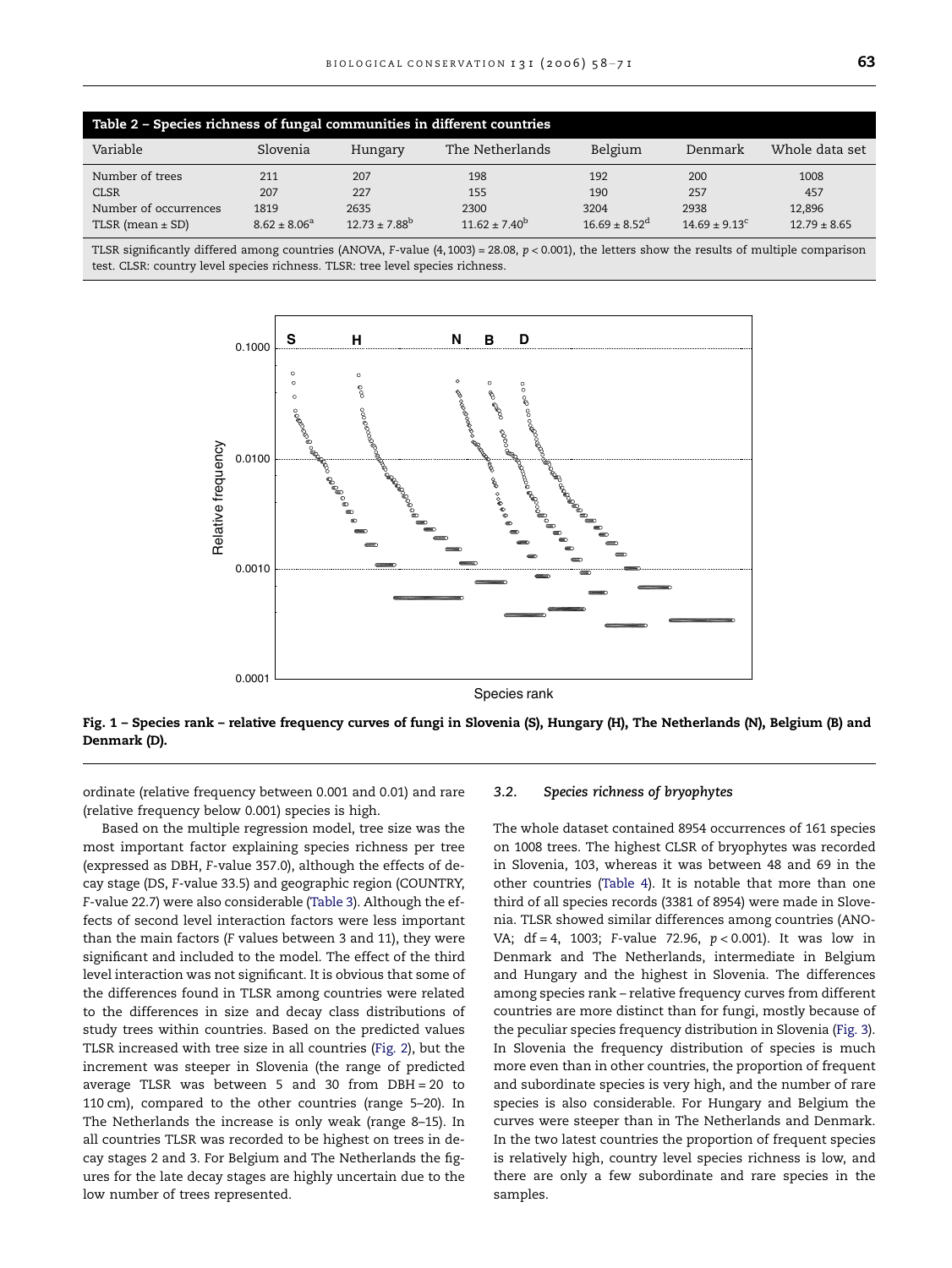**Table 2 – Species richness of fungal communities in different countries**

| Variable | Slovenia | Hungary | The Netherlands | Belgium | Denmark | Whole data set |
|---|---|---|---|---|---|---|
| Number of trees | 211 | 207 | 198 | 192 | 200 | 1008 |
| CLSR | 207 | 227 | 155 | 190 | 257 | 457 |
| Number of occurrences | 1819 | 2635 | 2300 | 3204 | 2938 | 12,896 |
| TLSR (mean ± SD) | $8.62 \pm 8.06^{a}$ | $12.73 \pm 7.88^{b}$ | $11.62 \pm 7.40^{b}$ | $16.69 \pm 8.52^{d}$ | $14.69 \pm 9.13^{c}$ | $12.79 \pm 8.65$ |

TLSR significantly differed among countries (ANOVA, $F$-value $(4,1003) = 28.08$, $p < 0.001$), the letters show the results of multiple comparison test. CLSR: country level species richness. TLSR: tree level species richness.

**Fig. 1 – Species rank – relative frequency curves of fungi in Slovenia (S), Hungary (H), The Netherlands (N), Belgium (B) and Denmark (D).**

ordinate (relative frequency between 0.001 and 0.01) and rare (relative frequency below 0.001) species is high.

Based on the multiple regression model, tree size was the most important factor explaining species richness per tree (expressed as DBH, $F$-value 357.0), although the effects of decay stage (DS, $F$-value 33.5) and geographic region (COUNTRY, $F$-value 22.7) were also considerable (Table 3). Although the effects of second level interaction factors were less important than the main factors ($F$ values between 3 and 11), they were significant and included to the model. The effect of the third level interaction was not significant. It is obvious that some of the differences found in TLSR among countries were related to the differences in size and decay class distributions of study trees within countries. Based on the predicted values TLSR increased with tree size in all countries (Fig. 2), but the increment was steeper in Slovenia (the range of predicted average TLSR was between 5 and 30 from DBH = 20 to 110 cm), compared to the other countries (range 5–20). In The Netherlands the increase is only weak (range 8–15). In all countries TLSR was recorded to be highest on trees in decay stages 2 and 3. For Belgium and The Netherlands the figures for the late decay stages are highly uncertain due to the low number of trees represented.

### 3.2. *Species richness of bryophytes*

The whole dataset contained 8954 occurrences of 161 species on 1008 trees. The highest CLSR of bryophytes was recorded in Slovenia, 103, whereas it was between 48 and 69 in the other countries (Table 4). It is notable that more than one third of all species records (3381 of 8954) were made in Slovenia. TLSR showed similar differences among countries (ANOVA; df = 4, 1003; $F$-value 72.96, $p < 0.001$). It was low in Denmark and The Netherlands, intermediate in Belgium and Hungary and the highest in Slovenia. The differences among species rank – relative frequency curves from different countries are more distinct than for fungi, mostly because of the peculiar species frequency distribution in Slovenia (Fig. 3). In Slovenia the frequency distribution of species is much more even than in other countries, the proportion of frequent and subordinate species is very high, and the number of rare species is also considerable. For Hungary and Belgium the curves were steeper than in The Netherlands and Denmark. In the two latest countries the proportion of frequent species is relatively high, country level species richness is low, and there are only a few subordinate and rare species in the samples.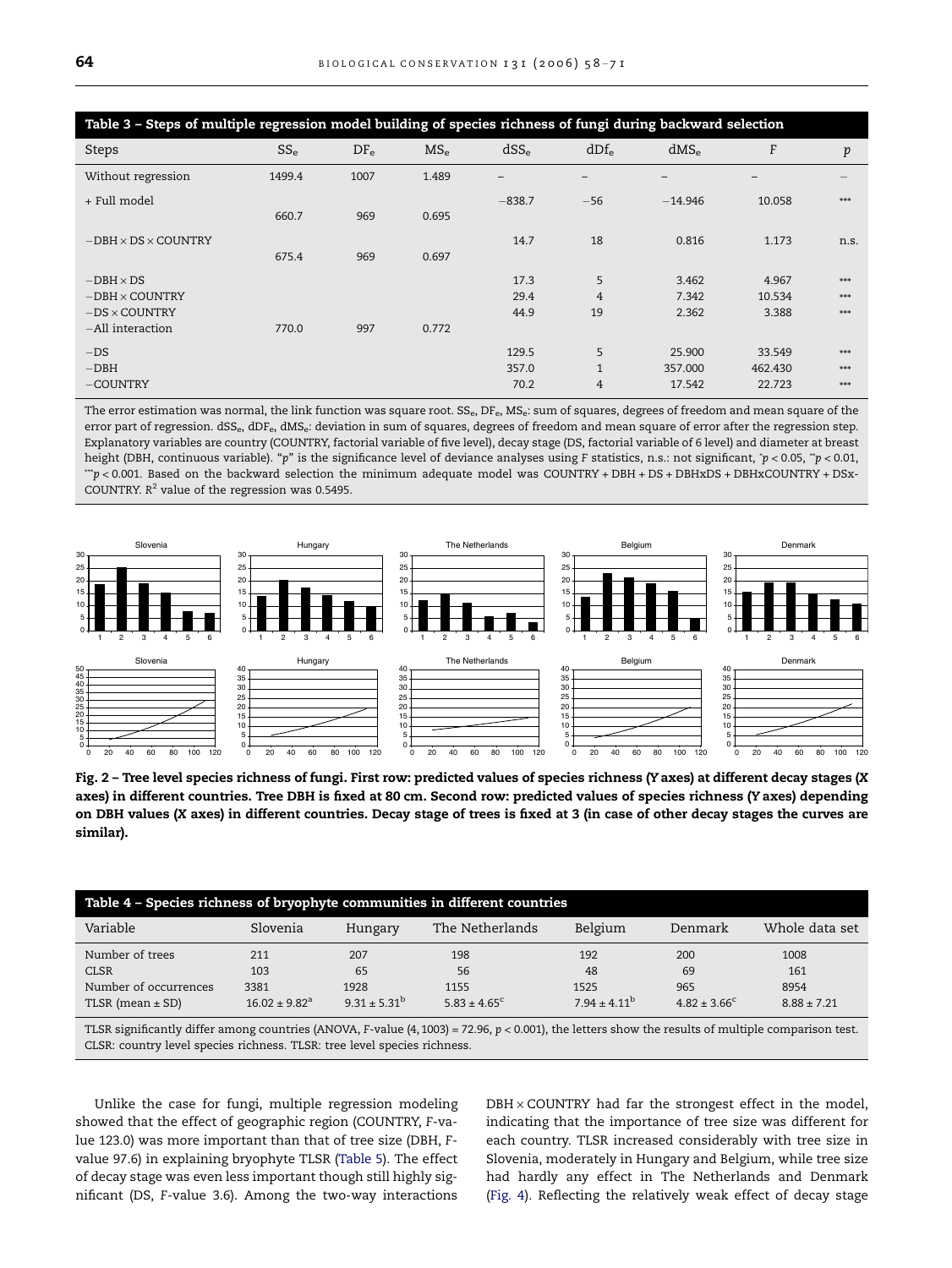**Table 3 – Steps of multiple regression model building of species richness of fungi during backward selection**

| Steps | $SS_e$ | $DF_e$ | $MS_e$ | $dSS_e$ | $dDf_e$ | $dMS_e$ | $F$ | $p$ |
|---|---|---|---|---|---|---|---|---|
| Without regression | 1499.4 | 1007 | 1.489 | – | – | – | – | – |
| + Full model | | | | −838.7 | −56 | −14.946 | 10.058 | *** |
| | 660.7 | 969 | 0.695 | | | | | |
| −DBH × DS × COUNTRY | | | | 14.7 | 18 | 0.816 | 1.173 | n.s. |
| | 675.4 | 969 | 0.697 | | | | | |
| −DBH × DS | | | | 17.3 | 5 | 3.462 | 4.967 | *** |
| −DBH × COUNTRY | | | | 29.4 | 4 | 7.342 | 10.534 | *** |
| −DS × COUNTRY | | | | 44.9 | 19 | 2.362 | 3.388 | *** |
| −All interaction | 770.0 | 997 | 0.772 | | | | | |
| −DS | | | | 129.5 | 5 | 25.900 | 33.549 | *** |
| −DBH | | | | 357.0 | 1 | 357.000 | 462.430 | *** |
| −COUNTRY | | | | 70.2 | 4 | 17.542 | 22.723 | *** |

The error estimation was normal, the link function was square root. $SS_e$, $DF_e$, $MS_e$: sum of squares, degrees of freedom and mean square of the error part of regression. $dSS_e$, $dDF_e$, $dMS_e$: deviation in sum of squares, degrees of freedom and mean square of error after the regression step. Explanatory variables are country (COUNTRY, factorial variable of five level), decay stage (DS, factorial variable of 6 level) and diameter at breast height (DBH, continuous variable). "$p$" is the significance level of deviance analyses using $F$ statistics, n.s.: not significant, *$p < 0.05$, **$p < 0.01$, ***$p < 0.001$. Based on the backward selection the minimum adequate model was COUNTRY + DBH + DS + DBHxDS + DBHxCOUNTRY + DSx-COUNTRY. $R^2$ value of the regression was 0.5495.

**Fig. 2 – Tree level species richness of fungi. First row: predicted values of species richness (Y axes) at different decay stages (X axes) in different countries. Tree DBH is fixed at 80 cm. Second row: predicted values of species richness (Y axes) depending on DBH values (X axes) in different countries. Decay stage of trees is fixed at 3 (in case of other decay stages the curves are similar).**

**Table 4 – Species richness of bryophyte communities in different countries**

| Variable | Slovenia | Hungary | The Netherlands | Belgium | Denmark | Whole data set |
|---|---|---|---|---|---|---|
| Number of trees | 211 | 207 | 198 | 192 | 200 | 1008 |
| CLSR | 103 | 65 | 56 | 48 | 69 | 161 |
| Number of occurrences | 3381 | 1928 | 1155 | 1525 | 965 | 8954 |
| TLSR (mean ± SD) | 16.02 ± 9.82[a] | 9.31 ± 5.31[b] | 5.83 ± 4.65[c] | 7.94 ± 4.11[b] | 4.82 ± 3.66[c] | 8.88 ± 7.21 |

TLSR significantly differ among countries (ANOVA, F-value (4, 1003) = 72.96, $p < 0.001$), the letters show the results of multiple comparison test. CLSR: country level species richness. TLSR: tree level species richness.

Unlike the case for fungi, multiple regression modeling showed that the effect of geographic region (COUNTRY, $F$-value 123.0) was more important than that of tree size (DBH, $F$-value 97.6) in explaining bryophyte TLSR (Table 5). The effect of decay stage was even less important though still highly significant (DS, $F$-value 3.6). Among the two-way interactions DBH × COUNTRY had far the strongest effect in the model, indicating that the importance of tree size was different for each country. TLSR increased considerably with tree size in Slovenia, moderately in Hungary and Belgium, while tree size had hardly any effect in The Netherlands and Denmark (Fig. 4). Reflecting the relatively weak effect of decay stage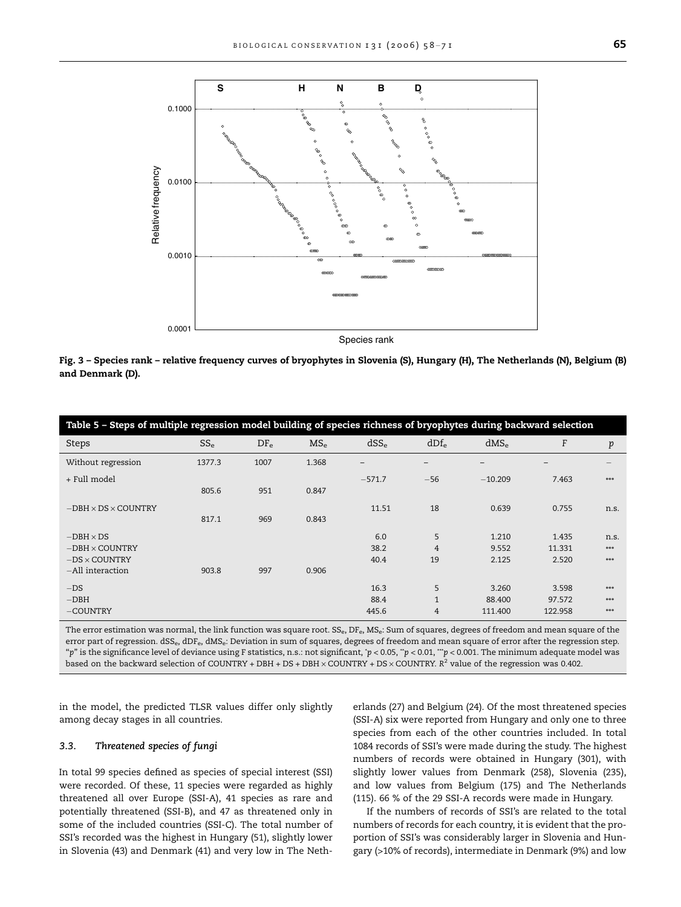Fig. 3 – Species rank – relative frequency curves of bryophytes in Slovenia (S), Hungary (H), The Netherlands (N), Belgium (B) and Denmark (D).

**Table 5 – Steps of multiple regression model building of species richness of bryophytes during backward selection**

| Steps | $SS_e$ | $DF_e$ | $MS_e$ | $dSS_e$ | $dDf_e$ | $dMS_e$ | $F$ | $p$ |
|---|---|---|---|---|---|---|---|---|
| Without regression | 1377.3 | 1007 | 1.368 | – | – | – | – | – |
| + Full model | 805.6 | 951 | 0.847 | −571.7 | −56 | −10.209 | 7.463 | *** |
| −DBH × DS × COUNTRY | 817.1 | 969 | 0.843 | 11.51 | 18 | 0.639 | 0.755 | n.s. |
| −DBH × DS | | | | 6.0 | 5 | 1.210 | 1.435 | n.s. |
| −DBH × COUNTRY | | | | 38.2 | 4 | 9.552 | 11.331 | *** |
| −DS × COUNTRY | | | | 40.4 | 19 | 2.125 | 2.520 | *** |
| −All interaction | 903.8 | 997 | 0.906 | | | | | |
| −DS | | | | 16.3 | 5 | 3.260 | 3.598 | *** |
| −DBH | | | | 88.4 | 1 | 88.400 | 97.572 | *** |
| −COUNTRY | | | | 445.6 | 4 | 111.400 | 122.958 | *** |

The error estimation was normal, the link function was square root. $SS_e$, $DF_e$, $MS_e$: Sum of squares, degrees of freedom and mean square of the error part of regression. $dSS_e$, $dDF_e$, $dMS_e$: Deviation in sum of squares, degrees of freedom and mean square of error after the regression step. "$p$" is the significance level of deviance using F statistics, n.s.: not significant, $^{*}p < 0.05$, $^{**}p < 0.01$, $^{***}p < 0.001$. The minimum adequate model was based on the backward selection of COUNTRY + DBH + DS + DBH × COUNTRY + DS × COUNTRY. $R^2$ value of the regression was 0.402.

in the model, the predicted TLSR values differ only slightly among decay stages in all countries.

### 3.3. Threatened species of fungi

In total 99 species defined as species of special interest (SSI) were recorded. Of these, 11 species were regarded as highly threatened all over Europe (SSI-A), 41 species as rare and potentially threatened (SSI-B), and 47 as threatened only in some of the included countries (SSI-C). The total number of SSI's recorded was the highest in Hungary (51), slightly lower in Slovenia (43) and Denmark (41) and very low in The Netherlands (27) and Belgium (24). Of the most threatened species (SSI-A) six were reported from Hungary and only one to three species from each of the other countries included. In total 1084 records of SSI's were made during the study. The highest numbers of records were obtained in Hungary (301), with slightly lower values from Denmark (258), Slovenia (235), and low values from Belgium (175) and The Netherlands (115). 66 % of the 29 SSI-A records were made in Hungary.

If the numbers of records of SSI's are related to the total numbers of records for each country, it is evident that the proportion of SSI's was considerably larger in Slovenia and Hungary (>10% of records), intermediate in Denmark (9%) and low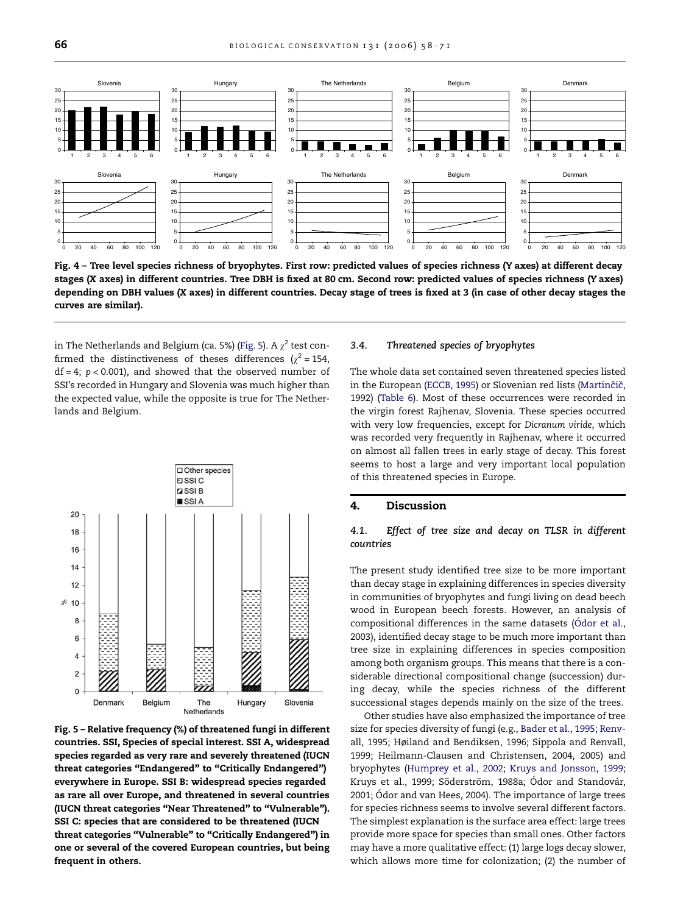Fig. 4 – Tree level species richness of bryophytes. First row: predicted values of species richness (Y axes) at different decay stages (X axes) in different countries. Tree DBH is fixed at 80 cm. Second row: predicted values of species richness (Y axes) depending on DBH values (X axes) in different countries. Decay stage of trees is fixed at 3 (in case of other decay stages the curves are similar).

in The Netherlands and Belgium (ca. 5%) (Fig. 5). A $\chi^2$ test confirmed the distinctiveness of theses differences ($\chi^2 = 154$, df = 4; $p < 0.001$), and showed that the observed number of SSI's recorded in Hungary and Slovenia was much higher than the expected value, while the opposite is true for The Netherlands and Belgium.

Fig. 5 – Relative frequency (%) of threatened fungi in different countries. SSI, Species of special interest. SSI A, widespread species regarded as very rare and severely threatened (IUCN threat categories "Endangered" to "Critically Endangered") everywhere in Europe. SSI B: widespread species regarded as rare all over Europe, and threatened in several countries (IUCN threat categories "Near Threatened" to "Vulnerable"). SSI C: species that are considered to be threatened (IUCN threat categories "Vulnerable" to "Critically Endangered") in one or several of the covered European countries, but being frequent in others.

### 3.4. Threatened species of bryophytes

The whole data set contained seven threatened species listed in the European (ECCB, 1995) or Slovenian red lists (Martinčič, 1992) (Table 6). Most of these occurrences were recorded in the virgin forest Rajhenav, Slovenia. These species occurred with very low frequencies, except for *Dicranum viride*, which was recorded very frequently in Rajhenav, where it occurred on almost all fallen trees in early stage of decay. This forest seems to host a large and very important local population of this threatened species in Europe.

## 4. Discussion

### 4.1. Effect of tree size and decay on TLSR in different countries

The present study identified tree size to be more important than decay stage in explaining differences in species diversity in communities of bryophytes and fungi living on dead beech wood in European beech forests. However, an analysis of compositional differences in the same datasets (Ódor et al., 2003), identified decay stage to be much more important than tree size in explaining differences in species composition among both organism groups. This means that there is a considerable directional compositional change (succession) during decay, while the species richness of the different successional stages depends mainly on the size of the trees.

Other studies have also emphasized the importance of tree size for species diversity of fungi (e.g., Bader et al., 1995; Renvall, 1995; Høiland and Bendiksen, 1996; Sippola and Renvall, 1999; Heilmann-Clausen and Christensen, 2004, 2005) and bryophytes (Humprey et al., 2002; Kruys and Jonsson, 1999; Kruys et al., 1999; Söderström, 1988a; Ódor and Standovár, 2001; Ódor and van Hees, 2004). The importance of large trees for species richness seems to involve several different factors. The simplest explanation is the surface area effect: large trees provide more space for species than small ones. Other factors may have a more qualitative effect: (1) large logs decay slower, which allows more time for colonization; (2) the number of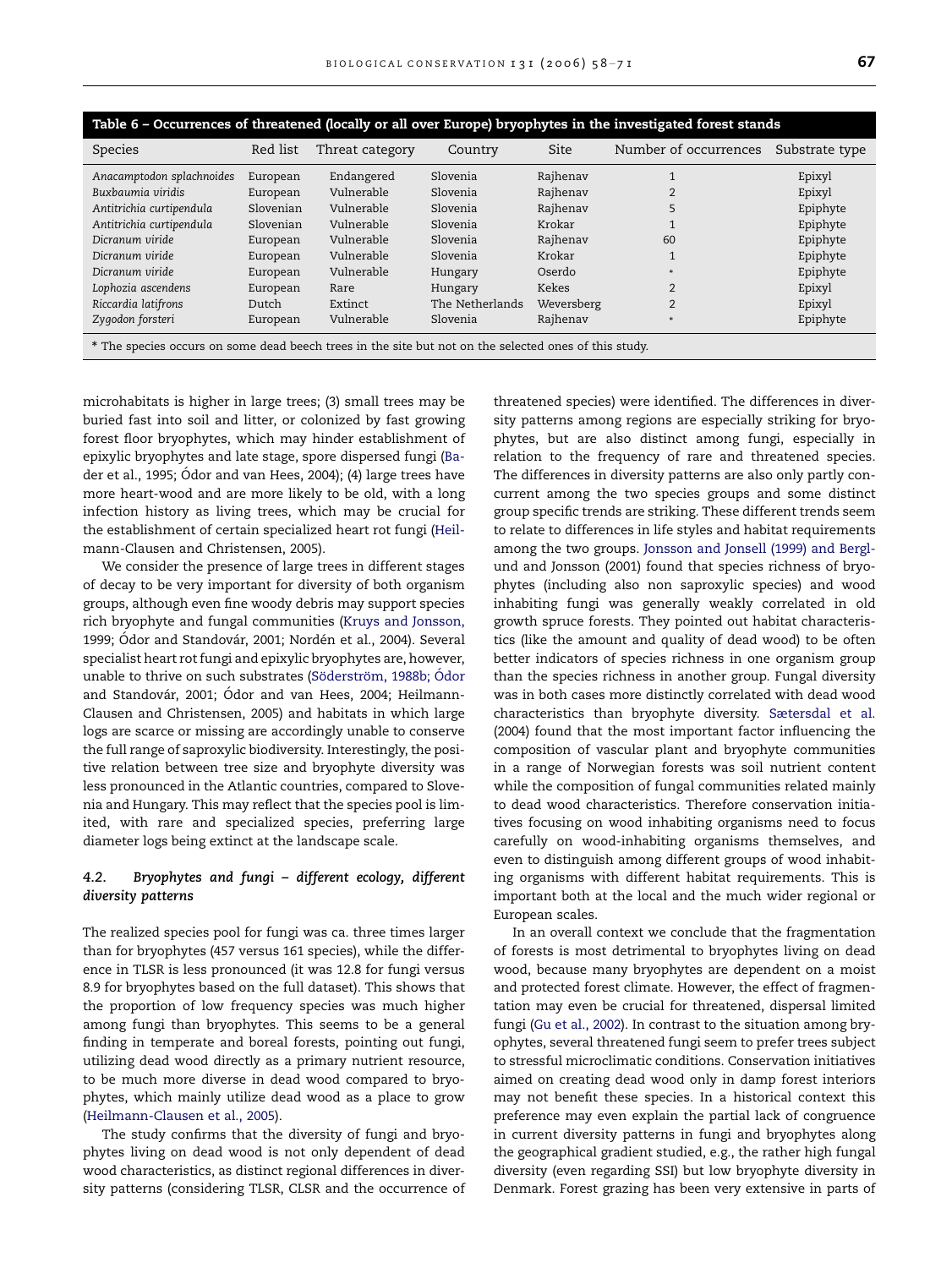**Table 6 – Occurrences of threatened (locally or all over Europe) bryophytes in the investigated forest stands**

| Species | Red list | Threat category | Country | Site | Number of occurrences | Substrate type |
|---|---|---|---|---|---|---|
| *Anacamptodon splachnoides* | European | Endangered | Slovenia | Rajhenav | 1 | Epixyl |
| *Buxbaumia viridis* | European | Vulnerable | Slovenia | Rajhenav | 2 | Epixyl |
| *Antitrichia curtipendula* | Slovenian | Vulnerable | Slovenia | Rajhenav | 5 | Epiphyte |
| *Antitrichia curtipendula* | Slovenian | Vulnerable | Slovenia | Krokar | 1 | Epiphyte |
| *Dicranum viride* | European | Vulnerable | Slovenia | Rajhenav | 60 | Epiphyte |
| *Dicranum viride* | European | Vulnerable | Slovenia | Krokar | 1 | Epiphyte |
| *Dicranum viride* | European | Vulnerable | Hungary | Oserdo | * | Epiphyte |
| *Lophozia ascendens* | European | Rare | Hungary | Kekes | 2 | Epixyl |
| *Riccardia latifrons* | Dutch | Extinct | The Netherlands | Weversberg | 2 | Epixyl |
| *Zygodon forsteri* | European | Vulnerable | Slovenia | Rajhenav | * | Epiphyte |

* The species occurs on some dead beech trees in the site but not on the selected ones of this study.

microhabitats is higher in large trees; (3) small trees may be buried fast into soil and litter, or colonized by fast growing forest floor bryophytes, which may hinder establishment of epixylic bryophytes and late stage, spore dispersed fungi (Bader et al., 1995; Ódor and van Hees, 2004); (4) large trees have more heart-wood and are more likely to be old, with a long infection history as living trees, which may be crucial for the establishment of certain specialized heart rot fungi (Heilmann-Clausen and Christensen, 2005).

We consider the presence of large trees in different stages of decay to be very important for diversity of both organism groups, although even fine woody debris may support species rich bryophyte and fungal communities (Kruys and Jonsson, 1999; Ódor and Standovár, 2001; Nordén et al., 2004). Several specialist heart rot fungi and epixylic bryophytes are, however, unable to thrive on such substrates (Söderström, 1988b; Ódor and Standovár, 2001; Ódor and van Hees, 2004; Heilmann-Clausen and Christensen, 2005) and habitats in which large logs are scarce or missing are accordingly unable to conserve the full range of saproxylic biodiversity. Interestingly, the positive relation between tree size and bryophyte diversity was less pronounced in the Atlantic countries, compared to Slovenia and Hungary. This may reflect that the species pool is limited, with rare and specialized species, preferring large diameter logs being extinct at the landscape scale.

### 4.2. Bryophytes and fungi – different ecology, different diversity patterns

The realized species pool for fungi was ca. three times larger than for bryophytes (457 versus 161 species), while the difference in TLSR is less pronounced (it was 12.8 for fungi versus 8.9 for bryophytes based on the full dataset). This shows that the proportion of low frequency species was much higher among fungi than bryophytes. This seems to be a general finding in temperate and boreal forests, pointing out fungi, utilizing dead wood directly as a primary nutrient resource, to be much more diverse in dead wood compared to bryophytes, which mainly utilize dead wood as a place to grow (Heilmann-Clausen et al., 2005).

The study confirms that the diversity of fungi and bryophytes living on dead wood is not only dependent of dead wood characteristics, as distinct regional differences in diversity patterns (considering TLSR, CLSR and the occurrence of threatened species) were identified. The differences in diversity patterns among regions are especially striking for bryophytes, but are also distinct among fungi, especially in relation to the frequency of rare and threatened species. The differences in diversity patterns are also only partly concurrent among the two species groups and some distinct group specific trends are striking. These different trends seem to relate to differences in life styles and habitat requirements among the two groups. Jonsson and Jonsell (1999) and Berglund and Jonsson (2001) found that species richness of bryophytes (including also non saproxylic species) and wood inhabiting fungi was generally weakly correlated in old growth spruce forests. They pointed out habitat characteristics (like the amount and quality of dead wood) to be often better indicators of species richness in one organism group than the species richness in another group. Fungal diversity was in both cases more distinctly correlated with dead wood characteristics than bryophyte diversity. Sætersdal et al. (2004) found that the most important factor influencing the composition of vascular plant and bryophyte communities in a range of Norwegian forests was soil nutrient content while the composition of fungal communities related mainly to dead wood characteristics. Therefore conservation initiatives focusing on wood inhabiting organisms need to focus carefully on wood-inhabiting organisms themselves, and even to distinguish among different groups of wood inhabiting organisms with different habitat requirements. This is important both at the local and the much wider regional or European scales.

In an overall context we conclude that the fragmentation of forests is most detrimental to bryophytes living on dead wood, because many bryophytes are dependent on a moist and protected forest climate. However, the effect of fragmentation may even be crucial for threatened, dispersal limited fungi (Gu et al., 2002). In contrast to the situation among bryophytes, several threatened fungi seem to prefer trees subject to stressful microclimatic conditions. Conservation initiatives aimed on creating dead wood only in damp forest interiors may not benefit these species. In a historical context this preference may even explain the partial lack of congruence in current diversity patterns in fungi and bryophytes along the geographical gradient studied, e.g., the rather high fungal diversity (even regarding SSI) but low bryophyte diversity in Denmark. Forest grazing has been very extensive in parts of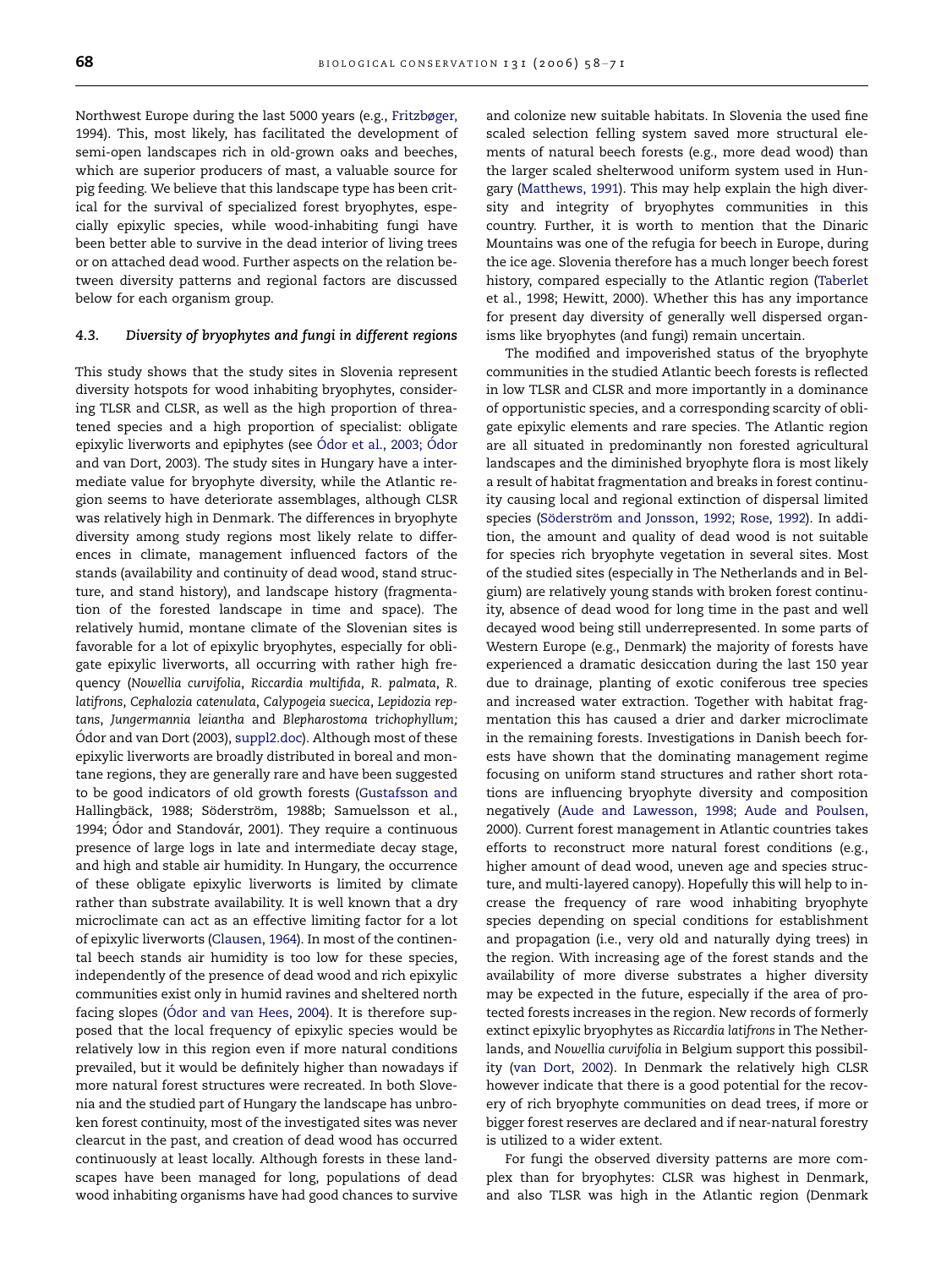Northwest Europe during the last 5000 years (e.g., Fritzbøger, 1994). This, most likely, has facilitated the development of semi-open landscapes rich in old-grown oaks and beeches, which are superior producers of mast, a valuable source for pig feeding. We believe that this landscape type has been critical for the survival of specialized forest bryophytes, especially epixylic species, while wood-inhabiting fungi have been better able to survive in the dead interior of living trees or on attached dead wood. Further aspects on the relation between diversity patterns and regional factors are discussed below for each organism group.

### 4.3. Diversity of bryophytes and fungi in different regions

This study shows that the study sites in Slovenia represent diversity hotspots for wood inhabiting bryophytes, considering TLSR and CLSR, as well as the high proportion of threatened species and a high proportion of specialist: obligate epixylic liverworts and epiphytes (see Ódor et al., 2003; Ódor and van Dort, 2003). The study sites in Hungary have a intermediate value for bryophyte diversity, while the Atlantic region seems to have deteriorate assemblages, although CLSR was relatively high in Denmark. The differences in bryophyte diversity among study regions most likely relate to differences in climate, management influenced factors of the stands (availability and continuity of dead wood, stand structure, and stand history), and landscape history (fragmentation of the forested landscape in time and space). The relatively humid, montane climate of the Slovenian sites is favorable for a lot of epixylic bryophytes, especially for obligate epixylic liverworts, all occurring with rather high frequency (*Nowellia curvifolia*, *Riccardia multifida*, *R. palmata*, *R. latifrons*, *Cephalozia catenulata*, *Calypogeia suecica*, *Lepidozia reptans*, *Jungermannia leiantha* and *Blepharostoma trichophyllum;* Ódor and van Dort (2003), suppl2.doc). Although most of these epixylic liverworts are broadly distributed in boreal and montane regions, they are generally rare and have been suggested to be good indicators of old growth forests (Gustafsson and Hallingbäck, 1988; Söderström, 1988b; Samuelsson et al., 1994; Ódor and Standovár, 2001). They require a continuous presence of large logs in late and intermediate decay stage, and high and stable air humidity. In Hungary, the occurrence of these obligate epixylic liverworts is limited by climate rather than substrate availability. It is well known that a dry microclimate can act as an effective limiting factor for a lot of epixylic liverworts (Clausen, 1964). In most of the continental beech stands air humidity is too low for these species, independently of the presence of dead wood and rich epixylic communities exist only in humid ravines and sheltered north facing slopes (Ódor and van Hees, 2004). It is therefore supposed that the local frequency of epixylic species would be relatively low in this region even if more natural conditions prevailed, but it would be definitely higher than nowadays if more natural forest structures were recreated. In both Slovenia and the studied part of Hungary the landscape has unbroken forest continuity, most of the investigated sites was never clearcut in the past, and creation of dead wood has occurred continuously at least locally. Although forests in these landscapes have been managed for long, populations of dead wood inhabiting organisms have had good chances to survive and colonize new suitable habitats. In Slovenia the used fine scaled selection felling system saved more structural elements of natural beech forests (e.g., more dead wood) than the larger scaled shelterwood uniform system used in Hungary (Matthews, 1991). This may help explain the high diversity and integrity of bryophytes communities in this country. Further, it is worth to mention that the Dinaric Mountains was one of the refugia for beech in Europe, during the ice age. Slovenia therefore has a much longer beech forest history, compared especially to the Atlantic region (Taberlet et al., 1998; Hewitt, 2000). Whether this has any importance for present day diversity of generally well dispersed organisms like bryophytes (and fungi) remain uncertain.

The modified and impoverished status of the bryophyte communities in the studied Atlantic beech forests is reflected in low TLSR and CLSR and more importantly in a dominance of opportunistic species, and a corresponding scarcity of obligate epixylic elements and rare species. The Atlantic region are all situated in predominantly non forested agricultural landscapes and the diminished bryophyte flora is most likely a result of habitat fragmentation and breaks in forest continuity causing local and regional extinction of dispersal limited species (Söderström and Jonsson, 1992; Rose, 1992). In addition, the amount and quality of dead wood is not suitable for species rich bryophyte vegetation in several sites. Most of the studied sites (especially in The Netherlands and in Belgium) are relatively young stands with broken forest continuity, absence of dead wood for long time in the past and well decayed wood being still underrepresented. In some parts of Western Europe (e.g., Denmark) the majority of forests have experienced a dramatic desiccation during the last 150 year due to drainage, planting of exotic coniferous tree species and increased water extraction. Together with habitat fragmentation this has caused a drier and darker microclimate in the remaining forests. Investigations in Danish beech forests have shown that the dominating management regime focusing on uniform stand structures and rather short rotations are influencing bryophyte diversity and composition negatively (Aude and Lawesson, 1998; Aude and Poulsen, 2000). Current forest management in Atlantic countries takes efforts to reconstruct more natural forest conditions (e.g., higher amount of dead wood, uneven age and species structure, and multi-layered canopy). Hopefully this will help to increase the frequency of rare wood inhabiting bryophyte species depending on special conditions for establishment and propagation (i.e., very old and naturally dying trees) in the region. With increasing age of the forest stands and the availability of more diverse substrates a higher diversity may be expected in the future, especially if the area of protected forests increases in the region. New records of formerly extinct epixylic bryophytes as *Riccardia latifrons* in The Netherlands, and *Nowellia curvifolia* in Belgium support this possibility (van Dort, 2002). In Denmark the relatively high CLSR however indicate that there is a good potential for the recovery of rich bryophyte communities on dead trees, if more or bigger forest reserves are declared and if near-natural forestry is utilized to a wider extent.

For fungi the observed diversity patterns are more complex than for bryophytes: CLSR was highest in Denmark, and also TLSR was high in the Atlantic region (Denmark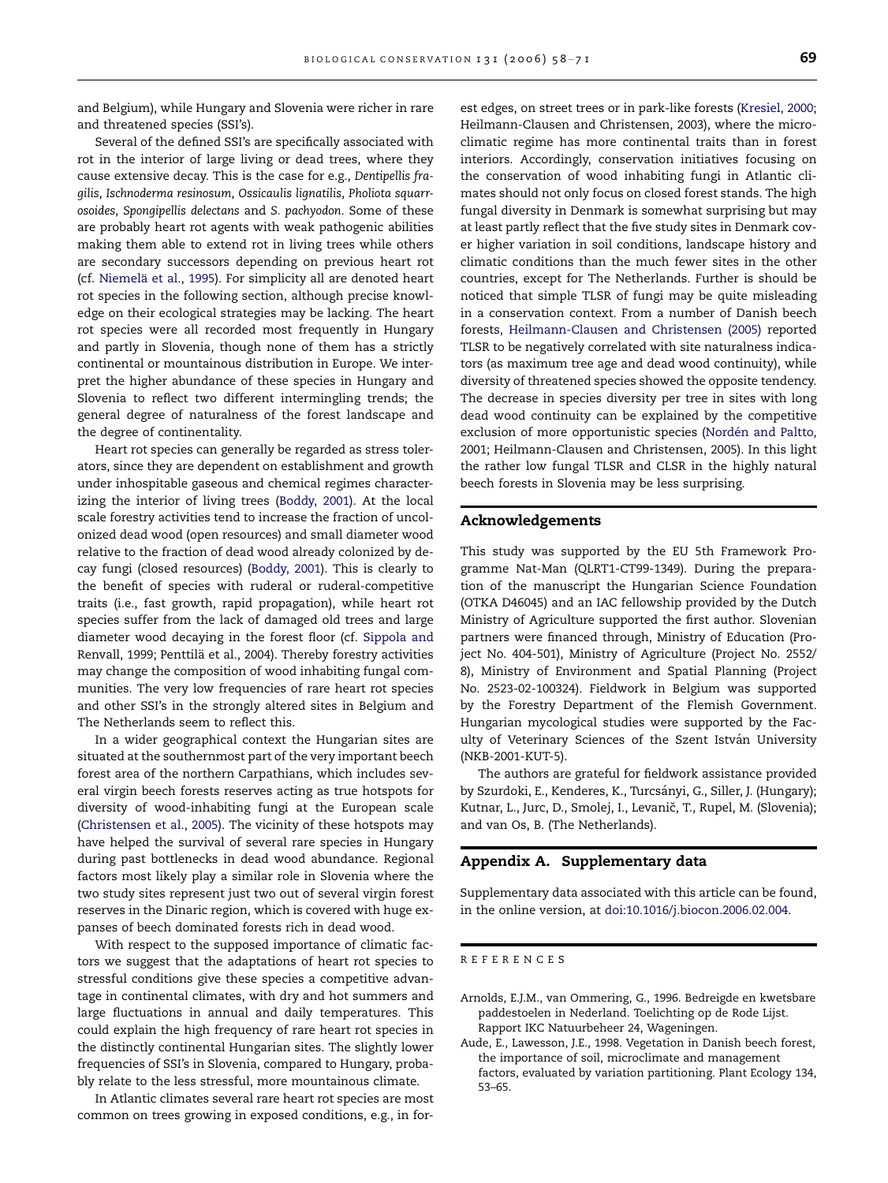and Belgium), while Hungary and Slovenia were richer in rare and threatened species (SSI's).

Several of the defined SSI's are specifically associated with rot in the interior of large living or dead trees, where they cause extensive decay. This is the case for e.g., *Dentipellis fragilis*, *Ischnoderma resinosum*, *Ossicaulis lignatilis*, *Pholiota squarrosoides*, *Spongipellis delectans* and *S. pachyodon*. Some of these are probably heart rot agents with weak pathogenic abilities making them able to extend rot in living trees while others are secondary successors depending on previous heart rot (cf. Niemelä et al., 1995). For simplicity all are denoted heart rot species in the following section, although precise knowledge on their ecological strategies may be lacking. The heart rot species were all recorded most frequently in Hungary and partly in Slovenia, though none of them has a strictly continental or mountainous distribution in Europe. We interpret the higher abundance of these species in Hungary and Slovenia to reflect two different intermingling trends; the general degree of naturalness of the forest landscape and the degree of continentality.

Heart rot species can generally be regarded as stress tolerators, since they are dependent on establishment and growth under inhospitable gaseous and chemical regimes characterizing the interior of living trees (Boddy, 2001). At the local scale forestry activities tend to increase the fraction of uncolonized dead wood (open resources) and small diameter wood relative to the fraction of dead wood already colonized by decay fungi (closed resources) (Boddy, 2001). This is clearly to the benefit of species with ruderal or ruderal-competitive traits (i.e., fast growth, rapid propagation), while heart rot species suffer from the lack of damaged old trees and large diameter wood decaying in the forest floor (cf. Sippola and Renvall, 1999; Penttilä et al., 2004). Thereby forestry activities may change the composition of wood inhabiting fungal communities. The very low frequencies of rare heart rot species and other SSI's in the strongly altered sites in Belgium and The Netherlands seem to reflect this.

In a wider geographical context the Hungarian sites are situated at the southernmost part of the very important beech forest area of the northern Carpathians, which includes several virgin beech forests reserves acting as true hotspots for diversity of wood-inhabiting fungi at the European scale (Christensen et al., 2005). The vicinity of these hotspots may have helped the survival of several rare species in Hungary during past bottlenecks in dead wood abundance. Regional factors most likely play a similar role in Slovenia where the two study sites represent just two out of several virgin forest reserves in the Dinaric region, which is covered with huge expanses of beech dominated forests rich in dead wood.

With respect to the supposed importance of climatic factors we suggest that the adaptations of heart rot species to stressful conditions give these species a competitive advantage in continental climates, with dry and hot summers and large fluctuations in annual and daily temperatures. This could explain the high frequency of rare heart rot species in the distinctly continental Hungarian sites. The slightly lower frequencies of SSI's in Slovenia, compared to Hungary, probably relate to the less stressful, more mountainous climate.

In Atlantic climates several rare heart rot species are most common on trees growing in exposed conditions, e.g., in forest edges, on street trees or in park-like forests (Kresiel, 2000; Heilmann-Clausen and Christensen, 2003), where the microclimatic regime has more continental traits than in forest interiors. Accordingly, conservation initiatives focusing on the conservation of wood inhabiting fungi in Atlantic climates should not only focus on closed forest stands. The high fungal diversity in Denmark is somewhat surprising but may at least partly reflect that the five study sites in Denmark cover higher variation in soil conditions, landscape history and climatic conditions than the much fewer sites in the other countries, except for The Netherlands. Further is should be noticed that simple TLSR of fungi may be quite misleading in a conservation context. From a number of Danish beech forests, Heilmann-Clausen and Christensen (2005) reported TLSR to be negatively correlated with site naturalness indicators (as maximum tree age and dead wood continuity), while diversity of threatened species showed the opposite tendency. The decrease in species diversity per tree in sites with long dead wood continuity can be explained by the competitive exclusion of more opportunistic species (Nordén and Paltto, 2001; Heilmann-Clausen and Christensen, 2005). In this light the rather low fungal TLSR and CLSR in the highly natural beech forests in Slovenia may be less surprising.

## Acknowledgements

This study was supported by the EU 5th Framework Programme Nat-Man (QLRT1-CT99-1349). During the preparation of the manuscript the Hungarian Science Foundation (OTKA D46045) and an IAC fellowship provided by the Dutch Ministry of Agriculture supported the first author. Slovenian partners were financed through, Ministry of Education (Project No. 404-501), Ministry of Agriculture (Project No. 2552/8), Ministry of Environment and Spatial Planning (Project No. 2523-02-100324). Fieldwork in Belgium was supported by the Forestry Department of the Flemish Government. Hungarian mycological studies were supported by the Faculty of Veterinary Sciences of the Szent István University (NKB-2001-KUT-5).

The authors are grateful for fieldwork assistance provided by Szurdoki, E., Kenderes, K., Turcsányi, G., Siller, J. (Hungary); Kutnar, L., Jurc, D., Smolej, I., Levanič, T., Rupel, M. (Slovenia); and van Os, B. (The Netherlands).

## Appendix A. Supplementary data

Supplementary data associated with this article can be found, in the online version, at doi:10.1016/j.biocon.2006.02.004.

## REFERENCES

Arnolds, E.J.M., van Ommering, G., 1996. Bedreigde en kwetsbare paddestoelen in Nederland. Toelichting op de Rode Lijst. Rapport IKC Natuurbeheer 24, Wageningen.

Aude, E., Lawesson, J.E., 1998. Vegetation in Danish beech forest, the importance of soil, microclimate and management factors, evaluated by variation partitioning. Plant Ecology 134, 53–65.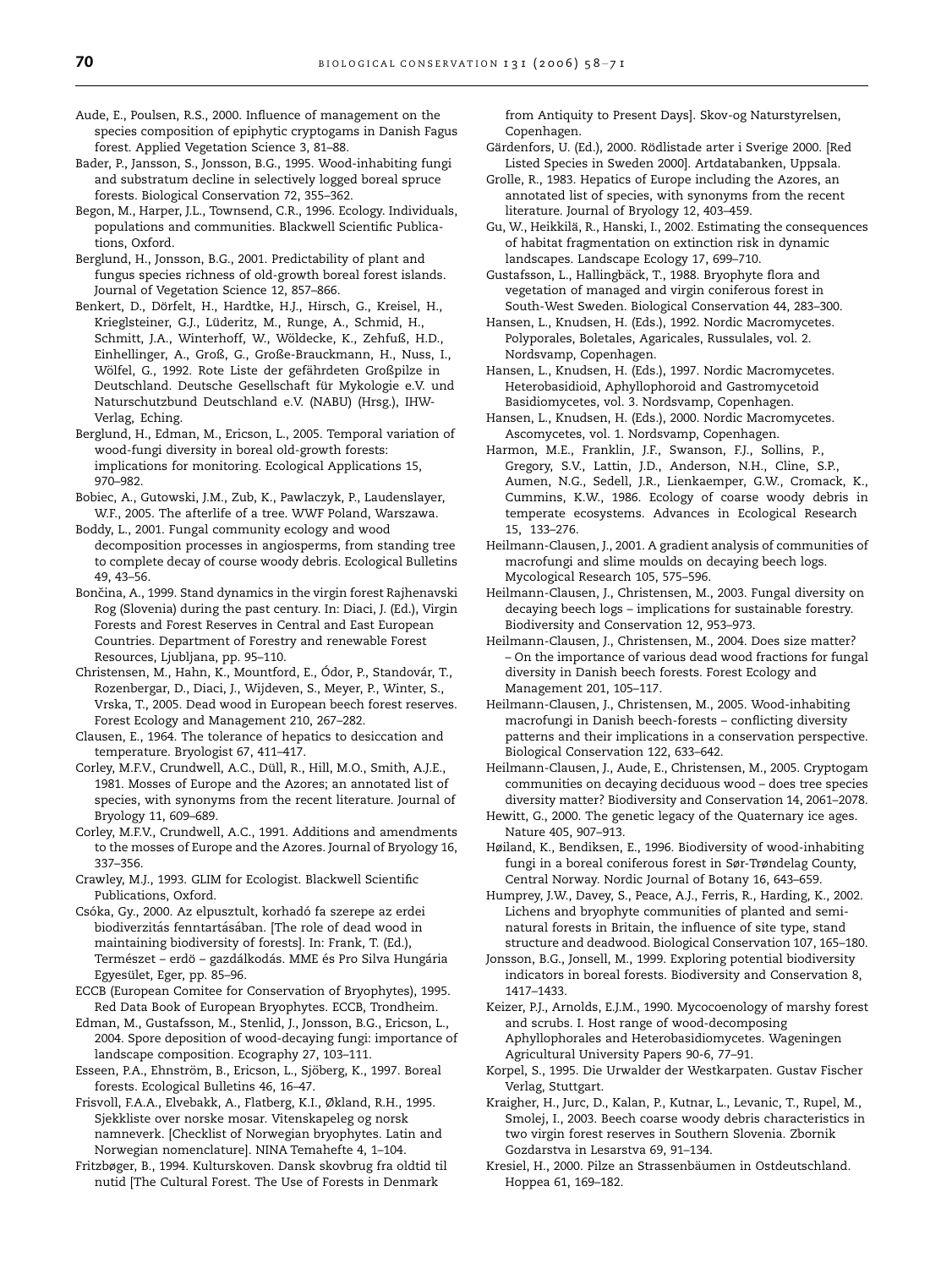Aude, E., Poulsen, R.S., 2000. Influence of management on the species composition of epiphytic cryptogams in Danish Fagus forest. Applied Vegetation Science 3, 81–88.

Bader, P., Jansson, S., Jonsson, B.G., 1995. Wood-inhabiting fungi and substratum decline in selectively logged boreal spruce forests. Biological Conservation 72, 355–362.

Begon, M., Harper, J.L., Townsend, C.R., 1996. Ecology. Individuals, populations and communities. Blackwell Scientific Publications, Oxford.

Berglund, H., Jonsson, B.G., 2001. Predictability of plant and fungus species richness of old-growth boreal forest islands. Journal of Vegetation Science 12, 857–866.

Benkert, D., Dörfelt, H., Hardtke, H.J., Hirsch, G., Kreisel, H., Krieglsteiner, G.J., Lüderitz, M., Runge, A., Schmid, H., Schmitt, J.A., Winterhoff, W., Wöldecke, K., Zehfuß, H.D., Einhellinger, A., Groß, G., Große-Brauckmann, H., Nuss, I., Wölfel, G., 1992. Rote Liste der gefährdeten Großpilze in Deutschland. Deutsche Gesellschaft für Mykologie e.V. und Naturschutzbund Deutschland e.V. (NABU) (Hrsg.), IHW-Verlag, Eching.

Berglund, H., Edman, M., Ericson, L., 2005. Temporal variation of wood-fungi diversity in boreal old-growth forests: implications for monitoring. Ecological Applications 15, 970–982.

Bobiec, A., Gutowski, J.M., Zub, K., Pawlaczyk, P., Laudenslayer, W.F., 2005. The afterlife of a tree. WWF Poland, Warszawa.

Boddy, L., 2001. Fungal community ecology and wood decomposition processes in angiosperms, from standing tree to complete decay of course woody debris. Ecological Bulletins 49, 43–56.

Bončina, A., 1999. Stand dynamics in the virgin forest Rajhenavski Rog (Slovenia) during the past century. In: Diaci, J. (Ed.), Virgin Forests and Forest Reserves in Central and East European Countries. Department of Forestry and renewable Forest Resources, Ljubljana, pp. 95–110.

Christensen, M., Hahn, K., Mountford, E., Ódor, P., Standovár, T., Rozenbergar, D., Diaci, J., Wijdeven, S., Meyer, P., Winter, S., Vrska, T., 2005. Dead wood in European beech forest reserves. Forest Ecology and Management 210, 267–282.

Clausen, E., 1964. The tolerance of hepatics to desiccation and temperature. Bryologist 67, 411–417.

Corley, M.F.V., Crundwell, A.C., Düll, R., Hill, M.O., Smith, A.J.E., 1981. Mosses of Europe and the Azores; an annotated list of species, with synonyms from the recent literature. Journal of Bryology 11, 609–689.

Corley, M.F.V., Crundwell, A.C., 1991. Additions and amendments to the mosses of Europe and the Azores. Journal of Bryology 16, 337–356.

Crawley, M.J., 1993. GLIM for Ecologist. Blackwell Scientific Publications, Oxford.

Csóka, Gy., 2000. Az elpusztult, korhadó fa szerepe az erdei biodiverzitás fenntartásában. [The role of dead wood in maintaining biodiversity of forests]. In: Frank, T. (Ed.), Természet – erdö – gazdálkodás. MME és Pro Silva Hungária Egyesület, Eger, pp. 85–96.

ECCB (European Comitee for Conservation of Bryophytes), 1995. Red Data Book of European Bryophytes. ECCB, Trondheim.

Edman, M., Gustafsson, M., Stenlid, J., Jonsson, B.G., Ericson, L., 2004. Spore deposition of wood-decaying fungi: importance of landscape composition. Ecography 27, 103–111.

Esseen, P.A., Ehnström, B., Ericson, L., Sjöberg, K., 1997. Boreal forests. Ecological Bulletins 46, 16–47.

Frisvoll, F.A.A., Elvebakk, A., Flatberg, K.I., Økland, R.H., 1995. Sjekkliste over norske mosar. Vitenskapeleg og norsk namneverk. [Checklist of Norwegian bryophytes. Latin and Norwegian nomenclature]. NINA Temahefte 4, 1–104.

Fritzbøger, B., 1994. Kulturskoven. Dansk skovbrug fra oldtid til nutid [The Cultural Forest. The Use of Forests in Denmark from Antiquity to Present Days]. Skov-og Naturstyrelsen, Copenhagen.

Gärdenfors, U. (Ed.), 2000. Rödlistade arter i Sverige 2000. [Red Listed Species in Sweden 2000]. Artdatabanken, Uppsala.

Grolle, R., 1983. Hepatics of Europe including the Azores, an annotated list of species, with synonyms from the recent literature. Journal of Bryology 12, 403–459.

Gu, W., Heikkilä, R., Hanski, I., 2002. Estimating the consequences of habitat fragmentation on extinction risk in dynamic landscapes. Landscape Ecology 17, 699–710.

Gustafsson, L., Hallingbäck, T., 1988. Bryophyte flora and vegetation of managed and virgin coniferous forest in South-West Sweden. Biological Conservation 44, 283–300.

Hansen, L., Knudsen, H. (Eds.), 1992. Nordic Macromycetes. Polyporales, Boletales, Agaricales, Russulales, vol. 2. Nordsvamp, Copenhagen.

Hansen, L., Knudsen, H. (Eds.), 1997. Nordic Macromycetes. Heterobasidioid, Aphyllophoroid and Gastromycetoid Basidiomycetes, vol. 3. Nordsvamp, Copenhagen.

Hansen, L., Knudsen, H. (Eds.), 2000. Nordic Macromycetes. Ascomycetes, vol. 1. Nordsvamp, Copenhagen.

Harmon, M.E., Franklin, J.F., Swanson, F.J., Sollins, P., Gregory, S.V., Lattin, J.D., Anderson, N.H., Cline, S.P., Aumen, N.G., Sedell, J.R., Lienkaemper, G.W., Cromack, K., Cummins, K.W., 1986. Ecology of coarse woody debris in temperate ecosystems. Advances in Ecological Research 15, 133–276.

Heilmann-Clausen, J., 2001. A gradient analysis of communities of macrofungi and slime moulds on decaying beech logs. Mycological Research 105, 575–596.

Heilmann-Clausen, J., Christensen, M., 2003. Fungal diversity on decaying beech logs – implications for sustainable forestry. Biodiversity and Conservation 12, 953–973.

Heilmann-Clausen, J., Christensen, M., 2004. Does size matter? – On the importance of various dead wood fractions for fungal diversity in Danish beech forests. Forest Ecology and Management 201, 105–117.

Heilmann-Clausen, J., Christensen, M., 2005. Wood-inhabiting macrofungi in Danish beech-forests – conflicting diversity patterns and their implications in a conservation perspective. Biological Conservation 122, 633–642.

Heilmann-Clausen, J., Aude, E., Christensen, M., 2005. Cryptogam communities on decaying deciduous wood – does tree species diversity matter? Biodiversity and Conservation 14, 2061–2078.

Hewitt, G., 2000. The genetic legacy of the Quaternary ice ages. Nature 405, 907–913.

Høiland, K., Bendiksen, E., 1996. Biodiversity of wood-inhabiting fungi in a boreal coniferous forest in Sør-Trøndelag County, Central Norway. Nordic Journal of Botany 16, 643–659.

Humprey, J.W., Davey, S., Peace, A.J., Ferris, R., Harding, K., 2002. Lichens and bryophyte communities of planted and semi-natural forests in Britain, the influence of site type, stand structure and deadwood. Biological Conservation 107, 165–180.

Jonsson, B.G., Jonsell, M., 1999. Exploring potential biodiversity indicators in boreal forests. Biodiversity and Conservation 8, 1417–1433.

Keizer, P.J., Arnolds, E.J.M., 1990. Mycocoenology of marshy forest and scrubs. I. Host range of wood-decomposing Aphyllophorales and Heterobasidiomycetes. Wageningen Agricultural University Papers 90-6, 77–91.

Korpel, S., 1995. Die Urwalder der Westkarpaten. Gustav Fischer Verlag, Stuttgart.

Kraigher, H., Jurc, D., Kalan, P., Kutnar, L., Levanic, T., Rupel, M., Smolej, I., 2003. Beech coarse woody debris characteristics in two virgin forest reserves in Southern Slovenia. Zbornik Gozdarstva in Lesarstva 69, 91–134.

Kresiel, H., 2000. Pilze an Strassenbäumen in Ostdeutschland. Hoppea 61, 169–182.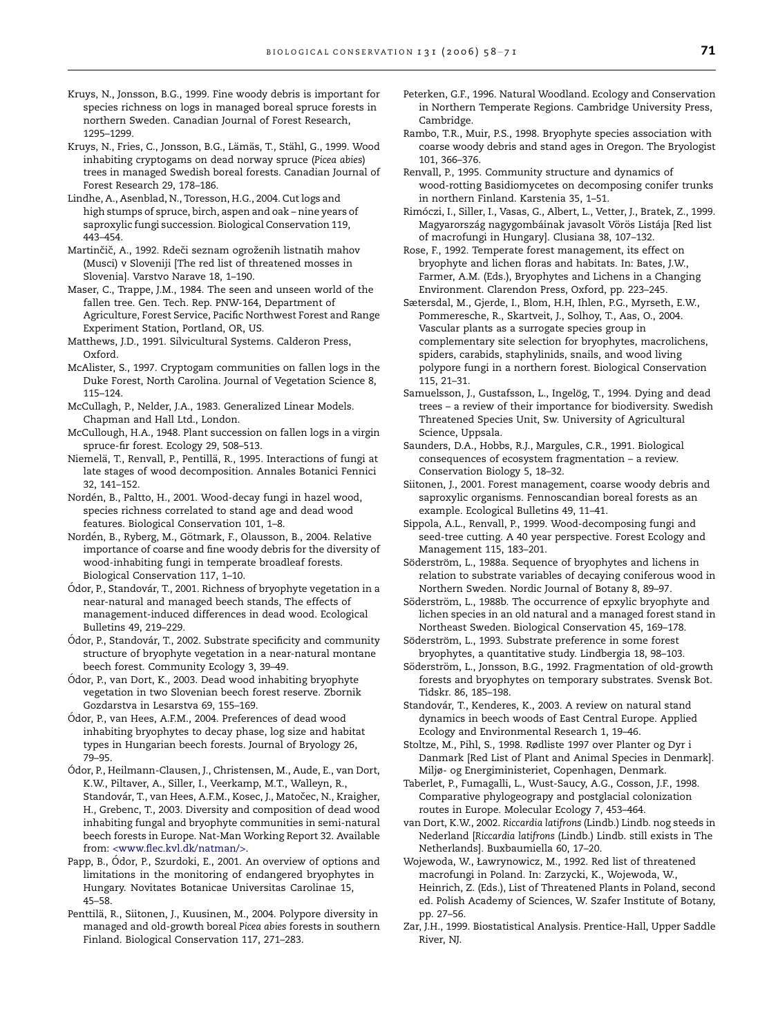Kruys, N., Jonsson, B.G., 1999. Fine woody debris is important for species richness on logs in managed boreal spruce forests in northern Sweden. Canadian Journal of Forest Research, 1295–1299.

Kruys, N., Fries, C., Jonsson, B.G., Lämäs, T., Stähl, G., 1999. Wood inhabiting cryptogams on dead norway spruce (*Picea abies*) trees in managed Swedish boreal forests. Canadian Journal of Forest Research 29, 178–186.

Lindhe, A., Asenblad, N., Toresson, H.G., 2004. Cut logs and high stumps of spruce, birch, aspen and oak – nine years of saproxylic fungi succession. Biological Conservation 119, 443–454.

Martinčič, A., 1992. Rdeči seznam ogroženih listnatih mahov (Musci) v Sloveniji [The red list of threatened mosses in Slovenia]. Varstvo Narave 18, 1–190.

Maser, C., Trappe, J.M., 1984. The seen and unseen world of the fallen tree. Gen. Tech. Rep. PNW-164, Department of Agriculture, Forest Service, Pacific Northwest Forest and Range Experiment Station, Portland, OR, US.

Matthews, J.D., 1991. Silvicultural Systems. Calderon Press, Oxford.

McAlister, S., 1997. Cryptogam communities on fallen logs in the Duke Forest, North Carolina. Journal of Vegetation Science 8, 115–124.

McCullagh, P., Nelder, J.A., 1983. Generalized Linear Models. Chapman and Hall Ltd., London.

McCullough, H.A., 1948. Plant succession on fallen logs in a virgin spruce-fir forest. Ecology 29, 508–513.

Niemelä, T., Renvall, P., Pentillä, R., 1995. Interactions of fungi at late stages of wood decomposition. Annales Botanici Fennici 32, 141–152.

Nordén, B., Paltto, H., 2001. Wood-decay fungi in hazel wood, species richness correlated to stand age and dead wood features. Biological Conservation 101, 1–8.

Nordén, B., Ryberg, M., Götmark, F., Olausson, B., 2004. Relative importance of coarse and fine woody debris for the diversity of wood-inhabiting fungi in temperate broadleaf forests. Biological Conservation 117, 1–10.

Ódor, P., Standovár, T., 2001. Richness of bryophyte vegetation in a near-natural and managed beech stands, The effects of management-induced differences in dead wood. Ecological Bulletins 49, 219–229.

Ódor, P., Standovár, T., 2002. Substrate specificity and community structure of bryophyte vegetation in a near-natural montane beech forest. Community Ecology 3, 39–49.

Ódor, P., van Dort, K., 2003. Dead wood inhabiting bryophyte vegetation in two Slovenian beech forest reserve. Zbornik Gozdarstva in Lesarstva 69, 155–169.

Ódor, P., van Hees, A.F.M., 2004. Preferences of dead wood inhabiting bryophytes to decay phase, log size and habitat types in Hungarian beech forests. Journal of Bryology 26, 79–95.

Ódor, P., Heilmann-Clausen, J., Christensen, M., Aude, E., van Dort, K.W., Piltaver, A., Siller, I., Veerkamp, M.T., Walleyn, R., Standovár, T., van Hees, A.F.M., Kosec, J., Matočec, N., Kraigher, H., Grebenc, T., 2003. Diversity and composition of dead wood inhabiting fungal and bryophyte communities in semi-natural beech forests in Europe. Nat-Man Working Report 32. Available from: <www.flec.kvl.dk/natman/>.

Papp, B., Ódor, P., Szurdoki, E., 2001. An overview of options and limitations in the monitoring of endangered bryophytes in Hungary. Novitates Botanicae Universitas Carolinae 15, 45–58.

Penttilä, R., Siitonen, J., Kuusinen, M., 2004. Polypore diversity in managed and old-growth boreal *Picea abies* forests in southern Finland. Biological Conservation 117, 271–283.

Peterken, G.F., 1996. Natural Woodland. Ecology and Conservation in Northern Temperate Regions. Cambridge University Press, Cambridge.

Rambo, T.R., Muir, P.S., 1998. Bryophyte species association with coarse woody debris and stand ages in Oregon. The Bryologist 101, 366–376.

Renvall, P., 1995. Community structure and dynamics of wood-rotting Basidiomycetes on decomposing conifer trunks in northern Finland. Karstenia 35, 1–51.

Rimóczi, I., Siller, I., Vasas, G., Albert, L., Vetter, J., Bratek, Z., 1999. Magyarország nagygombáinak javasolt Vörös Listája [Red list of macrofungi in Hungary]. Clusiana 38, 107–132.

Rose, F., 1992. Temperate forest management, its effect on bryophyte and lichen floras and habitats. In: Bates, J.W., Farmer, A.M. (Eds.), Bryophytes and Lichens in a Changing Environment. Clarendon Press, Oxford, pp. 223–245.

Sætersdal, M., Gjerde, I., Blom, H.H, Ihlen, P.G., Myrseth, E.W., Pommeresche, R., Skartveit, J., Solhoy, T., Aas, O., 2004. Vascular plants as a surrogate species group in complementary site selection for bryophytes, macrolichens, spiders, carabids, staphylinids, snails, and wood living polypore fungi in a northern forest. Biological Conservation 115, 21–31.

Samuelsson, J., Gustafsson, L., Ingelög, T., 1994. Dying and dead trees – a review of their importance for biodiversity. Swedish Threatened Species Unit, Sw. University of Agricultural Science, Uppsala.

Saunders, D.A., Hobbs, R.J., Margules, C.R., 1991. Biological consequences of ecosystem fragmentation – a review. Conservation Biology 5, 18–32.

Siitonen, J., 2001. Forest management, coarse woody debris and saproxylic organisms. Fennoscandian boreal forests as an example. Ecological Bulletins 49, 11–41.

Sippola, A.L., Renvall, P., 1999. Wood-decomposing fungi and seed-tree cutting. A 40 year perspective. Forest Ecology and Management 115, 183–201.

Söderström, L., 1988a. Sequence of bryophytes and lichens in relation to substrate variables of decaying coniferous wood in Northern Sweden. Nordic Journal of Botany 8, 89–97.

Söderström, L., 1988b. The occurrence of epxylic bryophyte and lichen species in an old natural and a managed forest stand in Northeast Sweden. Biological Conservation 45, 169–178.

Söderström, L., 1993. Substrate preference in some forest bryophytes, a quantitative study. Lindbergia 18, 98–103.

Söderström, L., Jonsson, B.G., 1992. Fragmentation of old-growth forests and bryophytes on temporary substrates. Svensk Bot. Tidskr. 86, 185–198.

Standovár, T., Kenderes, K., 2003. A review on natural stand dynamics in beech woods of East Central Europe. Applied Ecology and Environmental Research 1, 19–46.

Stoltze, M., Pihl, S., 1998. Rødliste 1997 over Planter og Dyr i Danmark [Red List of Plant and Animal Species in Denmark]. Miljø- og Energiministeriet, Copenhagen, Denmark.

Taberlet, P., Fumagalli, L., Wust-Saucy, A.G., Cosson, J.F., 1998. Comparative phylogeograpy and postglacial colonization routes in Europe. Molecular Ecology 7, 453–464.

van Dort, K.W., 2002. *Riccardia latifrons* (Lindb.) Lindb. nog steeds in Nederland [*Riccardia latifrons* (Lindb.) Lindb. still exists in The Netherlands]. Buxbaumiella 60, 17–20.

Wojewoda, W., Ławrynowicz, M., 1992. Red list of threatened macrofungi in Poland. In: Zarzycki, K., Wojewoda, W., Heinrich, Z. (Eds.), List of Threatened Plants in Poland, second ed. Polish Academy of Sciences, W. Szafer Institute of Botany, pp. 27–56.

Zar, J.H., 1999. Biostatistical Analysis. Prentice-Hall, Upper Saddle River, NJ.